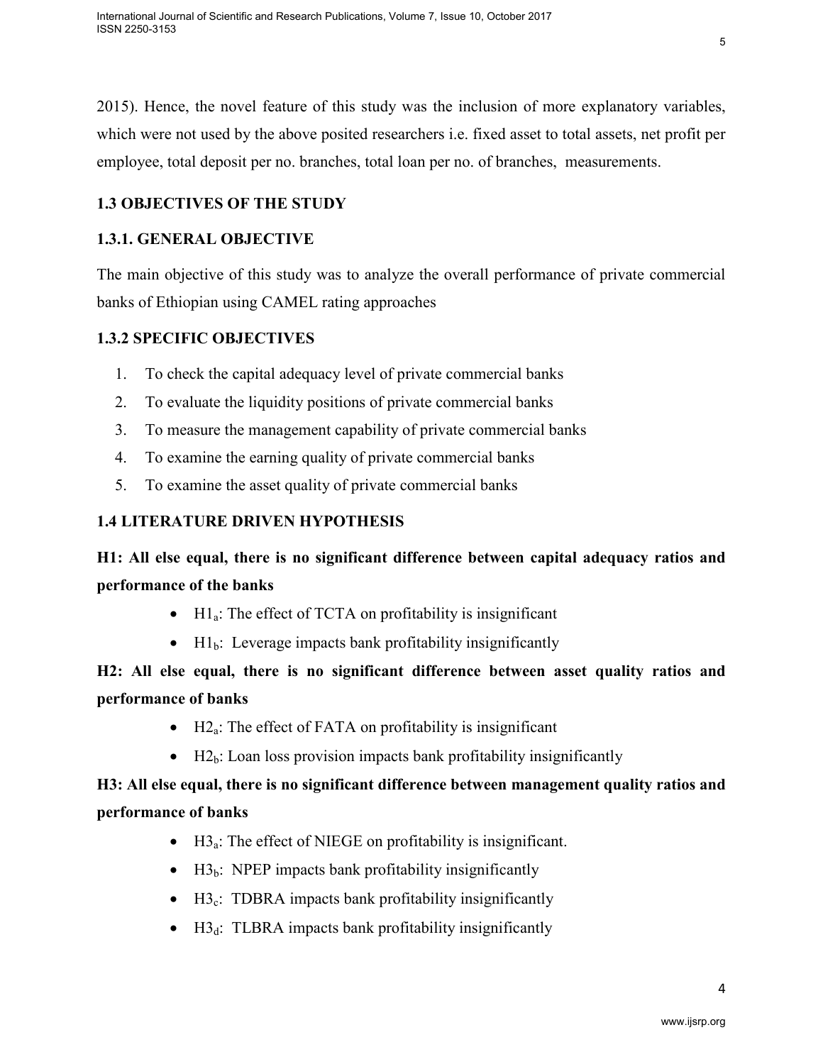2015). Hence, the novel feature of this study was the inclusion of more explanatory variables, which were not used by the above posited researchers i.e. fixed asset to total assets, net profit per employee, total deposit per no. branches, total loan per no. of branches, measurements.

## 1.3 OBJECTIVES OF THE STUDY

### 1.3.1. GENERAL OBJECTIVE

The main objective of this study was to analyze the overall performance of private commercial banks of Ethiopian using CAMEL rating approaches

### 1.3.2 SPECIFIC OBJECTIVES

1. To check the capital adequacy level of private commercial banks
2. To evaluate the liquidity positions of private commercial banks
3. To measure the management capability of private commercial banks
4. To examine the earning quality of private commercial banks
5. To examine the asset quality of private commercial banks

## 1.4 LITERATURE DRIVEN HYPOTHESIS

**H1: All else equal, there is no significant difference between capital adequacy ratios and performance of the banks**

- $H1_a$: The effect of TCTA on profitability is insignificant
- $H1_b$: Leverage impacts bank profitability insignificantly

**H2: All else equal, there is no significant difference between asset quality ratios and performance of banks**

- $H2_a$: The effect of FATA on profitability is insignificant
- $H2_b$: Loan loss provision impacts bank profitability insignificantly

**H3: All else equal, there is no significant difference between management quality ratios and performance of banks**

- $H3_a$: The effect of NIEGE on profitability is insignificant.
- $H3_b$: NPEP impacts bank profitability insignificantly
- $H3_c$: TDBRA impacts bank profitability insignificantly
- $H3_d$: TLBRA impacts bank profitability insignificantly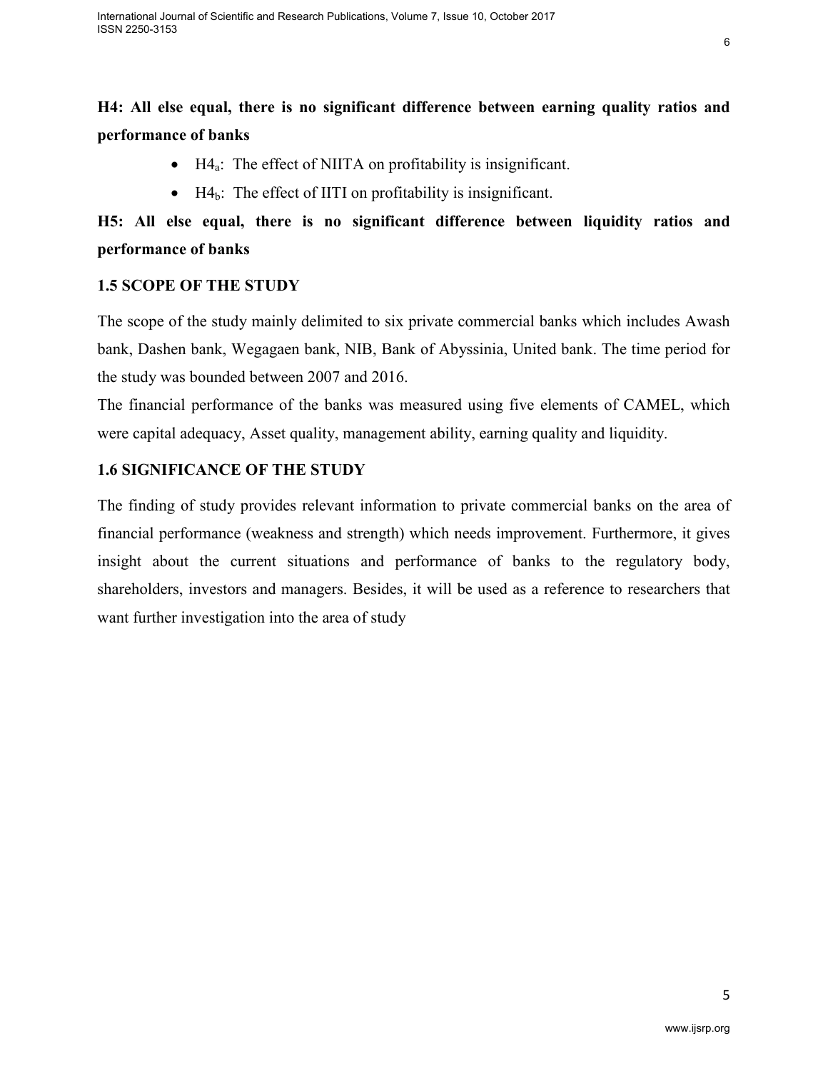**H4: All else equal, there is no significant difference between earning quality ratios and performance of banks**

- $H4_a$: The effect of NIITA on profitability is insignificant.
- $H4_b$: The effect of IITI on profitability is insignificant.

**H5: All else equal, there is no significant difference between liquidity ratios and performance of banks**

### 1.5 SCOPE OF THE STUDY

The scope of the study mainly delimited to six private commercial banks which includes Awash bank, Dashen bank, Wegagaen bank, NIB, Bank of Abyssinia, United bank. The time period for the study was bounded between 2007 and 2016.

The financial performance of the banks was measured using five elements of CAMEL, which were capital adequacy, Asset quality, management ability, earning quality and liquidity.

### 1.6 SIGNIFICANCE OF THE STUDY

The finding of study provides relevant information to private commercial banks on the area of financial performance (weakness and strength) which needs improvement. Furthermore, it gives insight about the current situations and performance of banks to the regulatory body, shareholders, investors and managers. Besides, it will be used as a reference to researchers that want further investigation into the area of study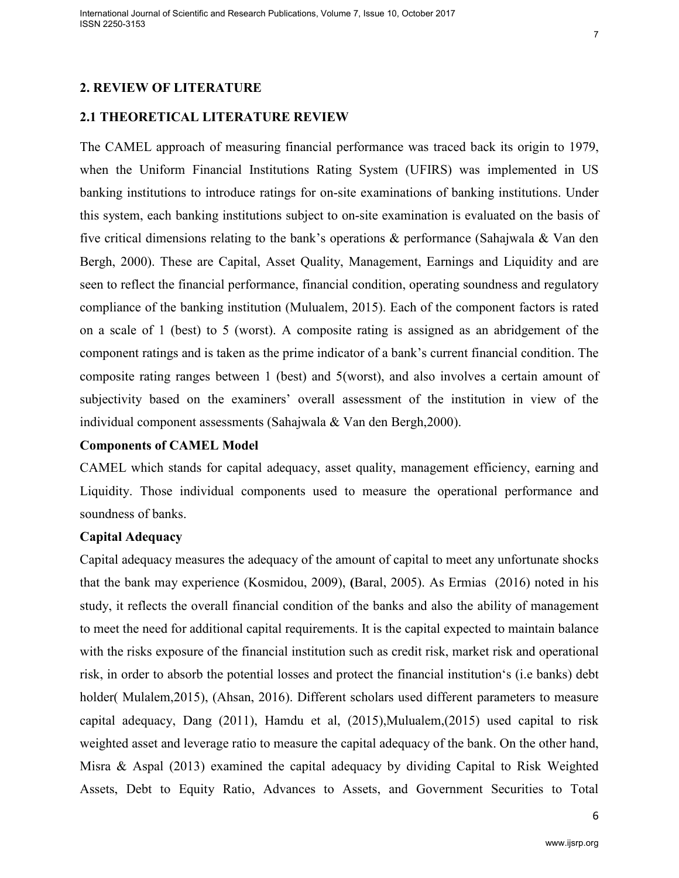## 2. REVIEW OF LITERATURE

### 2.1 THEORETICAL LITERATURE REVIEW

The CAMEL approach of measuring financial performance was traced back its origin to 1979, when the Uniform Financial Institutions Rating System (UFIRS) was implemented in US banking institutions to introduce ratings for on-site examinations of banking institutions. Under this system, each banking institutions subject to on-site examination is evaluated on the basis of five critical dimensions relating to the bank's operations & performance (Sahajwala & Van den Bergh, 2000). These are Capital, Asset Quality, Management, Earnings and Liquidity and are seen to reflect the financial performance, financial condition, operating soundness and regulatory compliance of the banking institution (Mulualem, 2015). Each of the component factors is rated on a scale of 1 (best) to 5 (worst). A composite rating is assigned as an abridgement of the component ratings and is taken as the prime indicator of a bank's current financial condition. The composite rating ranges between 1 (best) and 5(worst), and also involves a certain amount of subjectivity based on the examiners' overall assessment of the institution in view of the individual component assessments (Sahajwala & Van den Bergh,2000).

**Components of CAMEL Model**

CAMEL which stands for capital adequacy, asset quality, management efficiency, earning and Liquidity. Those individual components used to measure the operational performance and soundness of banks.

**Capital Adequacy**

Capital adequacy measures the adequacy of the amount of capital to meet any unfortunate shocks that the bank may experience (Kosmidou, 2009), **(**Baral, 2005). As Ermias (2016) noted in his study, it reflects the overall financial condition of the banks and also the ability of management to meet the need for additional capital requirements. It is the capital expected to maintain balance with the risks exposure of the financial institution such as credit risk, market risk and operational risk, in order to absorb the potential losses and protect the financial institution's (i.e banks) debt holder( Mulalem,2015), (Ahsan, 2016). Different scholars used different parameters to measure capital adequacy, Dang (2011), Hamdu et al, (2015),Mulualem,(2015) used capital to risk weighted asset and leverage ratio to measure the capital adequacy of the bank. On the other hand, Misra & Aspal (2013) examined the capital adequacy by dividing Capital to Risk Weighted Assets, Debt to Equity Ratio, Advances to Assets, and Government Securities to Total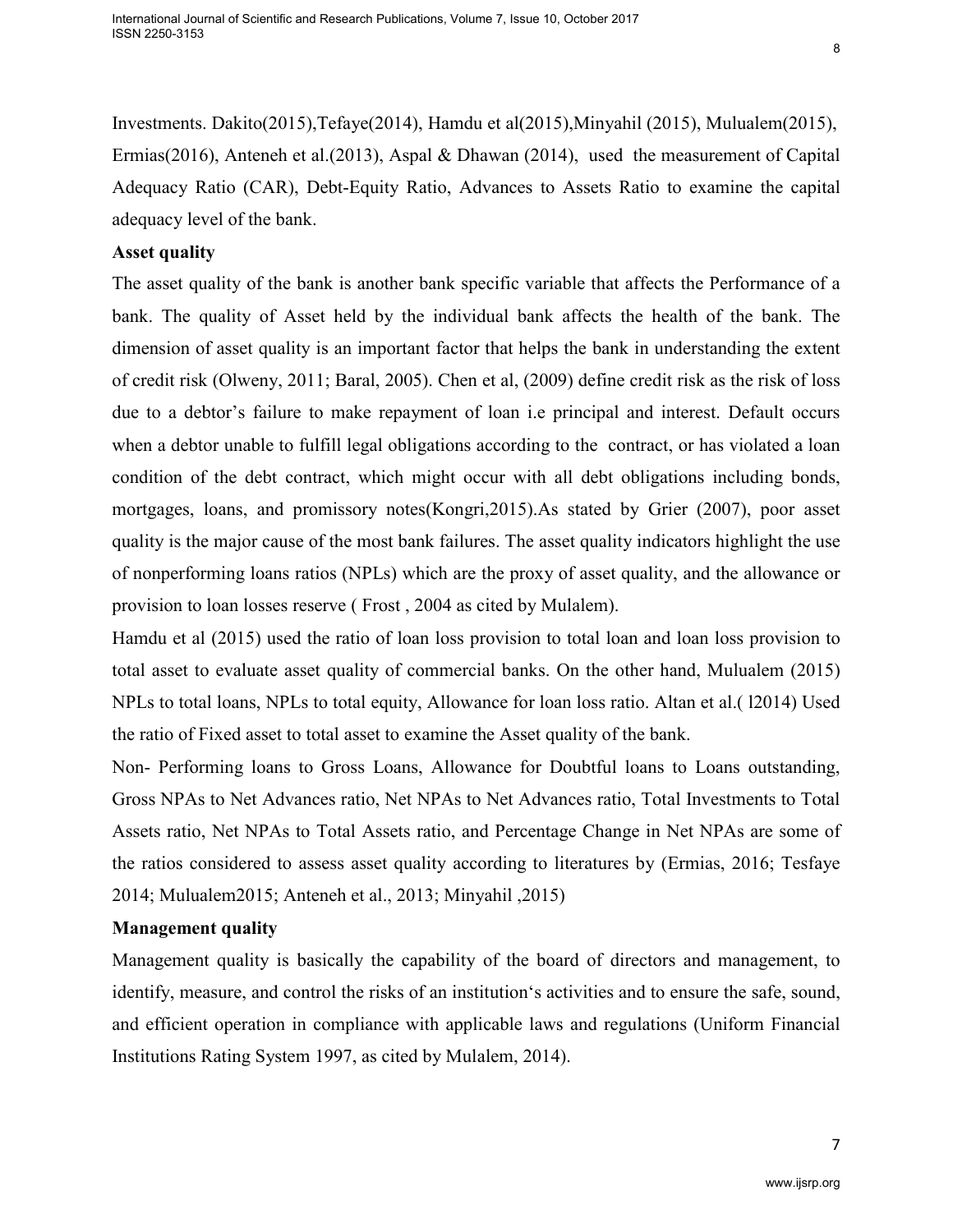Investments. Dakito(2015),Tefaye(2014), Hamdu et al(2015),Minyahil (2015), Mulualem(2015), Ermias(2016), Anteneh et al.(2013), Aspal & Dhawan (2014), used the measurement of Capital Adequacy Ratio (CAR), Debt-Equity Ratio, Advances to Assets Ratio to examine the capital adequacy level of the bank.

**Asset quality**

The asset quality of the bank is another bank specific variable that affects the Performance of a bank. The quality of Asset held by the individual bank affects the health of the bank. The dimension of asset quality is an important factor that helps the bank in understanding the extent of credit risk (Olweny, 2011; Baral, 2005). Chen et al, (2009) define credit risk as the risk of loss due to a debtor's failure to make repayment of loan i.e principal and interest. Default occurs when a debtor unable to fulfill legal obligations according to the contract, or has violated a loan condition of the debt contract, which might occur with all debt obligations including bonds, mortgages, loans, and promissory notes(Kongri,2015).As stated by Grier (2007), poor asset quality is the major cause of the most bank failures. The asset quality indicators highlight the use of nonperforming loans ratios (NPLs) which are the proxy of asset quality, and the allowance or provision to loan losses reserve ( Frost , 2004 as cited by Mulalem).

Hamdu et al (2015) used the ratio of loan loss provision to total loan and loan loss provision to total asset to evaluate asset quality of commercial banks. On the other hand, Mulualem (2015) NPLs to total loans, NPLs to total equity, Allowance for loan loss ratio. Altan et al.( l2014) Used the ratio of Fixed asset to total asset to examine the Asset quality of the bank.

Non- Performing loans to Gross Loans, Allowance for Doubtful loans to Loans outstanding, Gross NPAs to Net Advances ratio, Net NPAs to Net Advances ratio, Total Investments to Total Assets ratio, Net NPAs to Total Assets ratio, and Percentage Change in Net NPAs are some of the ratios considered to assess asset quality according to literatures by (Ermias, 2016; Tesfaye 2014; Mulualem2015; Anteneh et al., 2013; Minyahil ,2015)

**Management quality**

Management quality is basically the capability of the board of directors and management, to identify, measure, and control the risks of an institution's activities and to ensure the safe, sound, and efficient operation in compliance with applicable laws and regulations (Uniform Financial Institutions Rating System 1997, as cited by Mulalem, 2014).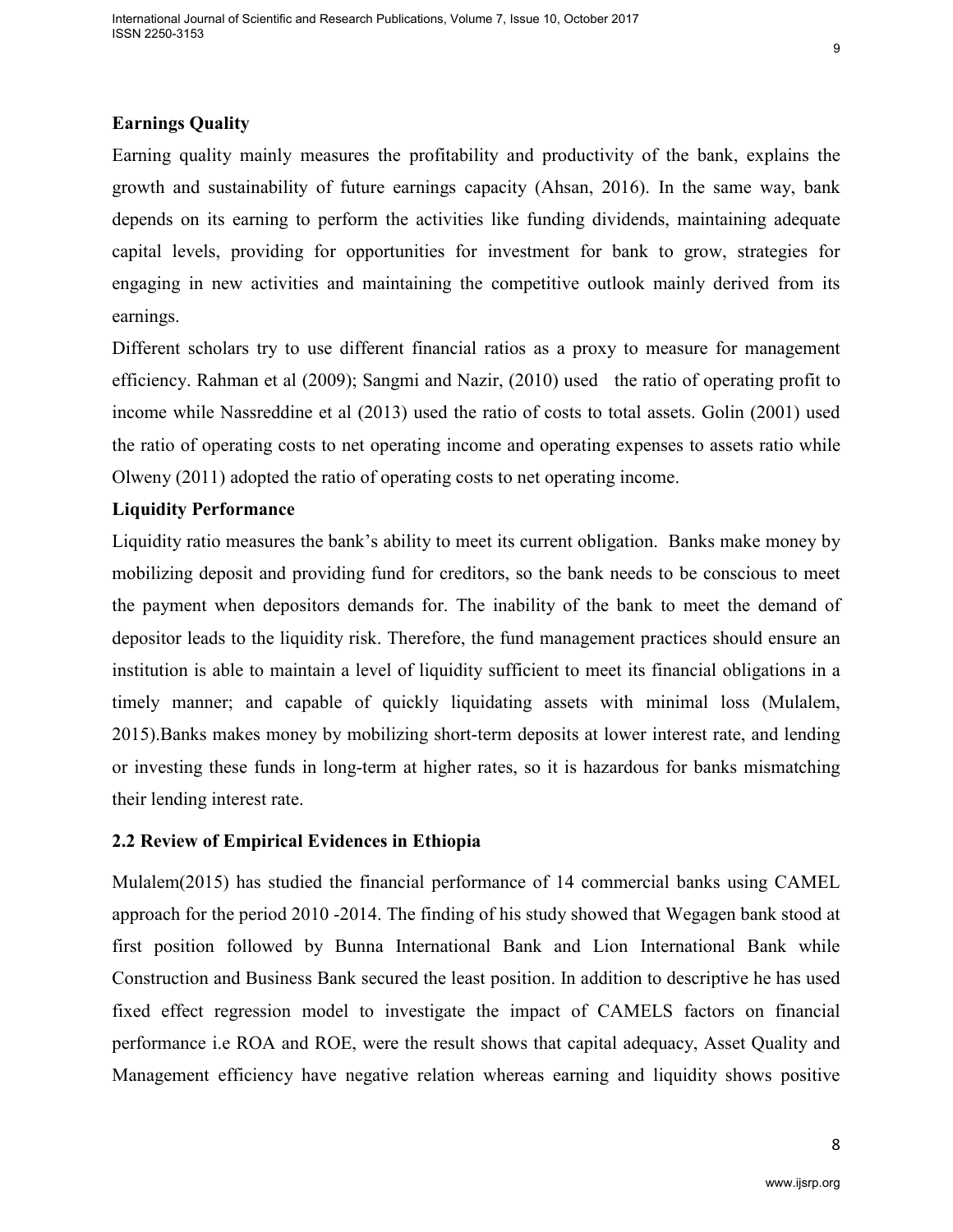**Earnings Quality**

Earning quality mainly measures the profitability and productivity of the bank, explains the growth and sustainability of future earnings capacity (Ahsan, 2016). In the same way, bank depends on its earning to perform the activities like funding dividends, maintaining adequate capital levels, providing for opportunities for investment for bank to grow, strategies for engaging in new activities and maintaining the competitive outlook mainly derived from its earnings.

Different scholars try to use different financial ratios as a proxy to measure for management efficiency. Rahman et al (2009); Sangmi and Nazir, (2010) used the ratio of operating profit to income while Nassreddine et al (2013) used the ratio of costs to total assets. Golin (2001) used the ratio of operating costs to net operating income and operating expenses to assets ratio while Olweny (2011) adopted the ratio of operating costs to net operating income.

**Liquidity Performance**

Liquidity ratio measures the bank's ability to meet its current obligation. Banks make money by mobilizing deposit and providing fund for creditors, so the bank needs to be conscious to meet the payment when depositors demands for. The inability of the bank to meet the demand of depositor leads to the liquidity risk. Therefore, the fund management practices should ensure an institution is able to maintain a level of liquidity sufficient to meet its financial obligations in a timely manner; and capable of quickly liquidating assets with minimal loss (Mulalem, 2015).Banks makes money by mobilizing short-term deposits at lower interest rate, and lending or investing these funds in long-term at higher rates, so it is hazardous for banks mismatching their lending interest rate.

## 2.2 Review of Empirical Evidences in Ethiopia

Mulalem(2015) has studied the financial performance of 14 commercial banks using CAMEL approach for the period 2010 -2014. The finding of his study showed that Wegagen bank stood at first position followed by Bunna International Bank and Lion International Bank while Construction and Business Bank secured the least position. In addition to descriptive he has used fixed effect regression model to investigate the impact of CAMELS factors on financial performance i.e ROA and ROE, were the result shows that capital adequacy, Asset Quality and Management efficiency have negative relation whereas earning and liquidity shows positive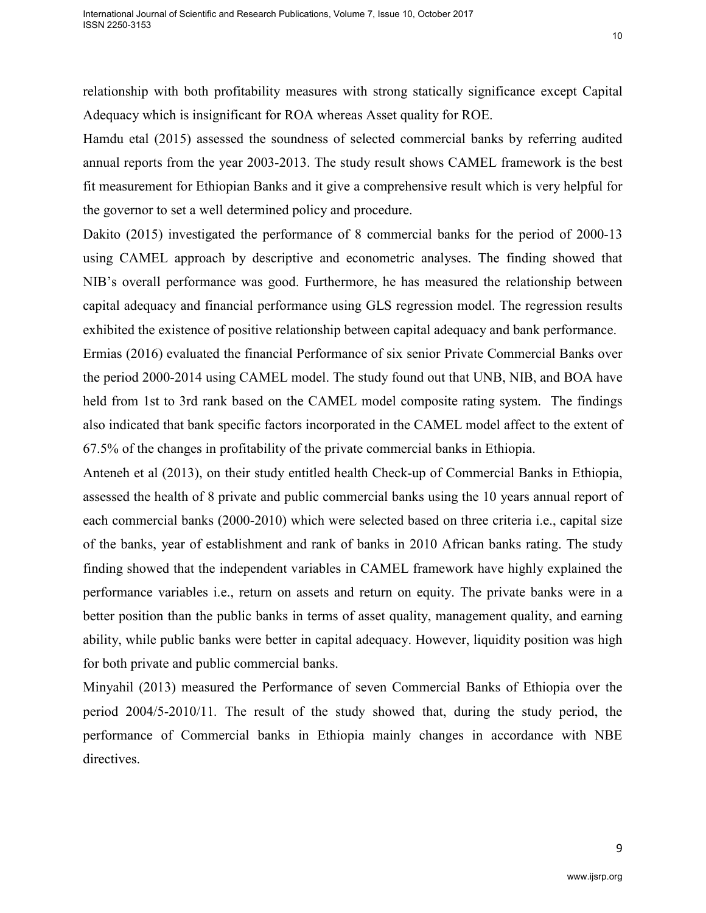relationship with both profitability measures with strong statically significance except Capital Adequacy which is insignificant for ROA whereas Asset quality for ROE.

Hamdu etal (2015) assessed the soundness of selected commercial banks by referring audited annual reports from the year 2003-2013. The study result shows CAMEL framework is the best fit measurement for Ethiopian Banks and it give a comprehensive result which is very helpful for the governor to set a well determined policy and procedure.

Dakito (2015) investigated the performance of 8 commercial banks for the period of 2000-13 using CAMEL approach by descriptive and econometric analyses. The finding showed that NIB's overall performance was good. Furthermore, he has measured the relationship between capital adequacy and financial performance using GLS regression model. The regression results exhibited the existence of positive relationship between capital adequacy and bank performance.

Ermias (2016) evaluated the financial Performance of six senior Private Commercial Banks over the period 2000-2014 using CAMEL model. The study found out that UNB, NIB, and BOA have held from 1st to 3rd rank based on the CAMEL model composite rating system. The findings also indicated that bank specific factors incorporated in the CAMEL model affect to the extent of 67.5% of the changes in profitability of the private commercial banks in Ethiopia.

Anteneh et al (2013), on their study entitled health Check-up of Commercial Banks in Ethiopia, assessed the health of 8 private and public commercial banks using the 10 years annual report of each commercial banks (2000-2010) which were selected based on three criteria i.e., capital size of the banks, year of establishment and rank of banks in 2010 African banks rating. The study finding showed that the independent variables in CAMEL framework have highly explained the performance variables i.e., return on assets and return on equity. The private banks were in a better position than the public banks in terms of asset quality, management quality, and earning ability, while public banks were better in capital adequacy. However, liquidity position was high for both private and public commercial banks.

Minyahil (2013) measured the Performance of seven Commercial Banks of Ethiopia over the period 2004/5-2010/11. The result of the study showed that, during the study period, the performance of Commercial banks in Ethiopia mainly changes in accordance with NBE directives.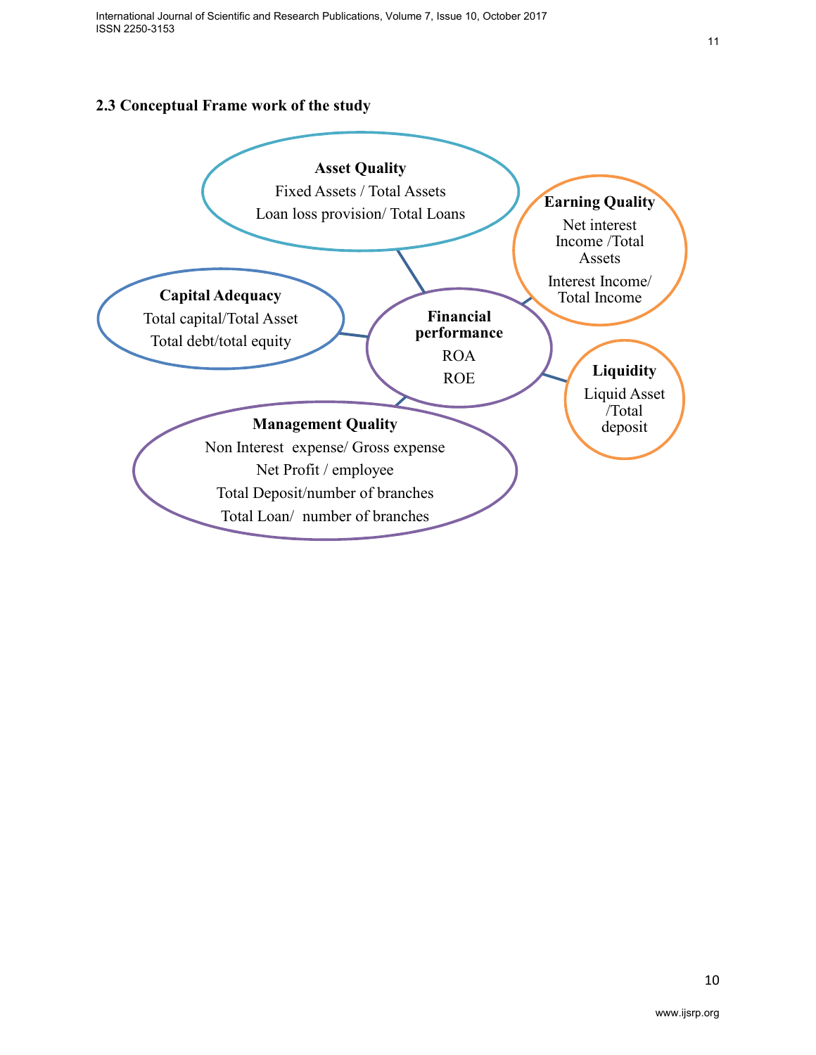### 2.3 Conceptual Frame work of the study

**Asset Quality**
Fixed Assets / Total Assets
Loan loss provision/ Total Loans

**Earning Quality**
Net interest Income /Total Assets
Interest Income/ Total Income

**Capital Adequacy**
Total capital/Total Asset
Total debt/total equity

**Financial performance**
ROA
ROE

**Liquidity**
Liquid Asset /Total deposit

**Management Quality**
Non Interest expense/ Gross expense
Net Profit / employee
Total Deposit/number of branches
Total Loan/ number of branches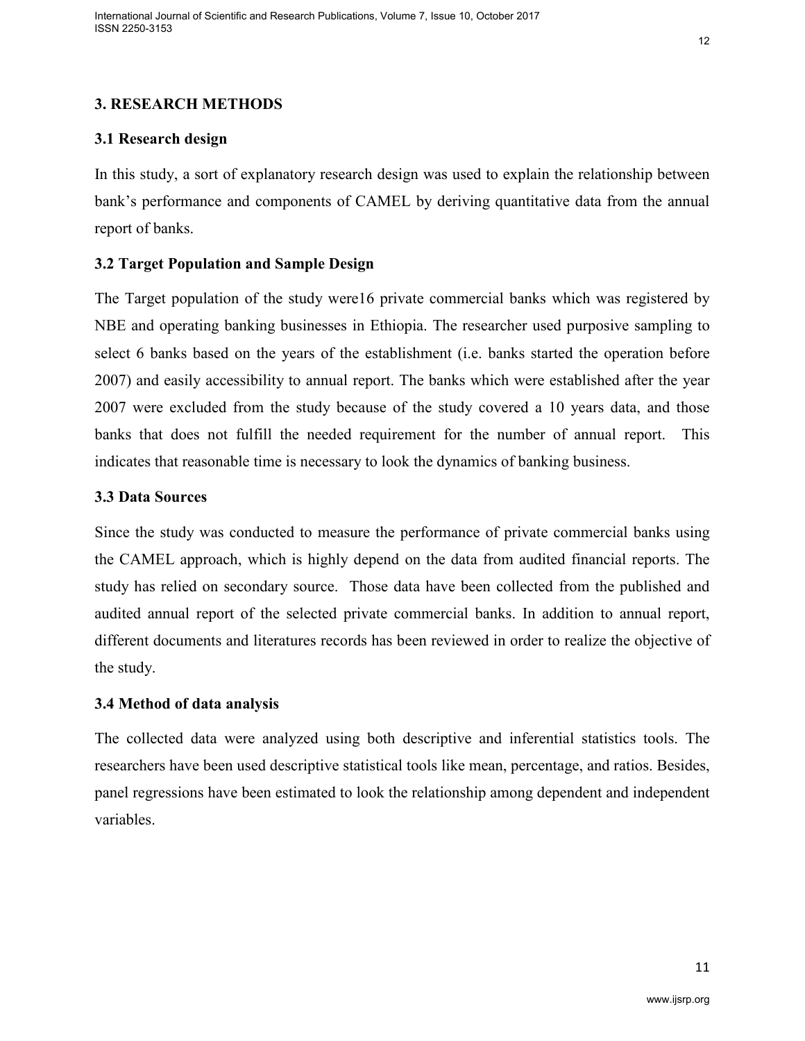## 3. RESEARCH METHODS

### 3.1 Research design

In this study, a sort of explanatory research design was used to explain the relationship between bank's performance and components of CAMEL by deriving quantitative data from the annual report of banks.

### 3.2 Target Population and Sample Design

The Target population of the study were16 private commercial banks which was registered by NBE and operating banking businesses in Ethiopia. The researcher used purposive sampling to select 6 banks based on the years of the establishment (i.e. banks started the operation before 2007) and easily accessibility to annual report. The banks which were established after the year 2007 were excluded from the study because of the study covered a 10 years data, and those banks that does not fulfill the needed requirement for the number of annual report. This indicates that reasonable time is necessary to look the dynamics of banking business.

### 3.3 Data Sources

Since the study was conducted to measure the performance of private commercial banks using the CAMEL approach, which is highly depend on the data from audited financial reports. The study has relied on secondary source. Those data have been collected from the published and audited annual report of the selected private commercial banks. In addition to annual report, different documents and literatures records has been reviewed in order to realize the objective of the study.

### 3.4 Method of data analysis

The collected data were analyzed using both descriptive and inferential statistics tools. The researchers have been used descriptive statistical tools like mean, percentage, and ratios. Besides, panel regressions have been estimated to look the relationship among dependent and independent variables.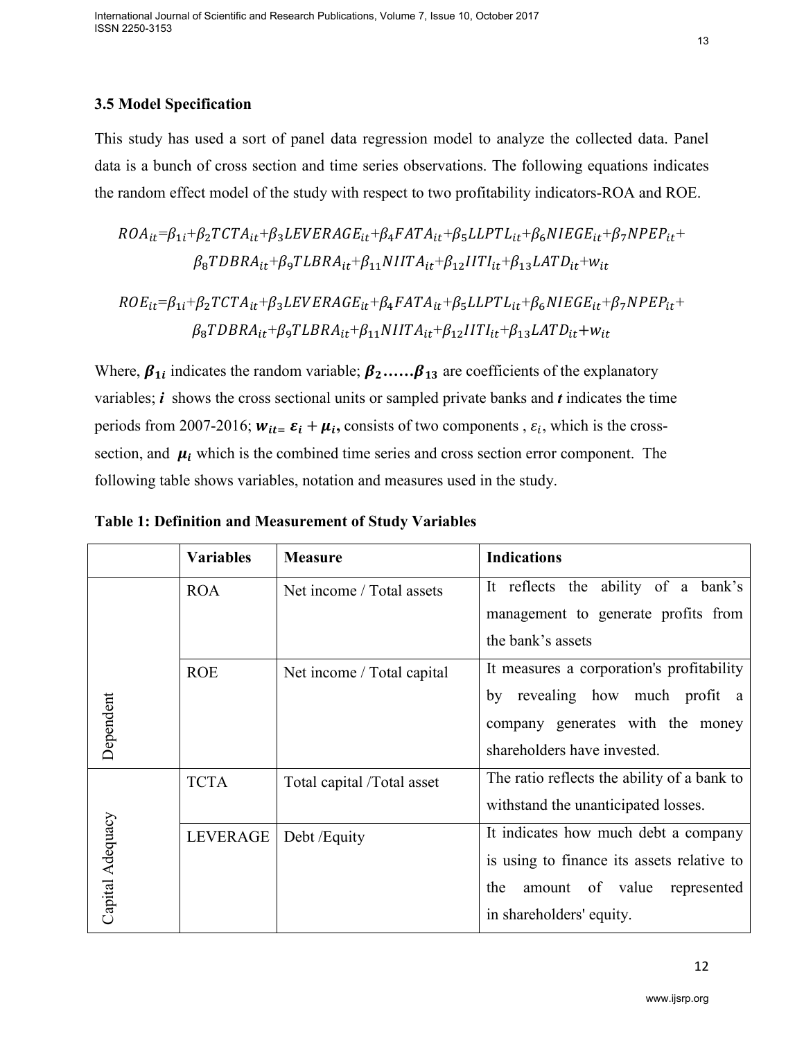### 3.5 Model Specification

This study has used a sort of panel data regression model to analyze the collected data. Panel data is a bunch of cross section and time series observations. The following equations indicates the random effect model of the study with respect to two profitability indicators-ROA and ROE.

$$ROA_{it}=\beta_{1i}+\beta_2 TCTA_{it}+\beta_3 LEVERAGE_{it}+\beta_4 FATA_{it}+\beta_5 LLPTL_{it}+\beta_6 NIEGE_{it}+\beta_7 NPEP_{it}+ \beta_8 TDBRA_{it}+\beta_9 TLBRA_{it}+\beta_{11} NIITA_{it}+\beta_{12} IITI_{it}+\beta_{13} LATD_{it}+w_{it}$$

$$ROE_{it}=\beta_{1i}+\beta_2 TCTA_{it}+\beta_3 LEVERAGE_{it}+\beta_4 FATA_{it}+\beta_5 LLPTL_{it}+\beta_6 NIEGE_{it}+\beta_7 NPEP_{it}+ \beta_8 TDBRA_{it}+\beta_9 TLBRA_{it}+\beta_{11} NIITA_{it}+\beta_{12} IITI_{it}+\beta_{13} LATD_{it}+w_{it}$$

Where, $\boldsymbol{\beta_{1i}}$ indicates the random variable; $\boldsymbol{\beta_2 \ldots\ldots \beta_{13}}$ are coefficients of the explanatory variables; $\boldsymbol{i}$ shows the cross sectional units or sampled private banks and $\boldsymbol{t}$ indicates the time periods from 2007-2016; $\boldsymbol{w_{it} = \varepsilon_i + \mu_i}$, consists of two components , $\varepsilon_i$, which is the cross-section, and $\boldsymbol{\mu_i}$ which is the combined time series and cross section error component. The following table shows variables, notation and measures used in the study.

**Table 1: Definition and Measurement of Study Variables**

| | **Variables** | **Measure** | **Indications** |
|---|---|---|---|
| Dependent | ROA | Net income / Total assets | It reflects the ability of a bank's management to generate profits from the bank's assets |
| | ROE | Net income / Total capital | It measures a corporation's profitability by revealing how much profit a company generates with the money shareholders have invested. |
| Capital Adequacy | TCTA | Total capital /Total asset | The ratio reflects the ability of a bank to withstand the unanticipated losses. |
| | LEVERAGE | Debt /Equity | It indicates how much debt a company is using to finance its assets relative to the amount of value represented in shareholders' equity. |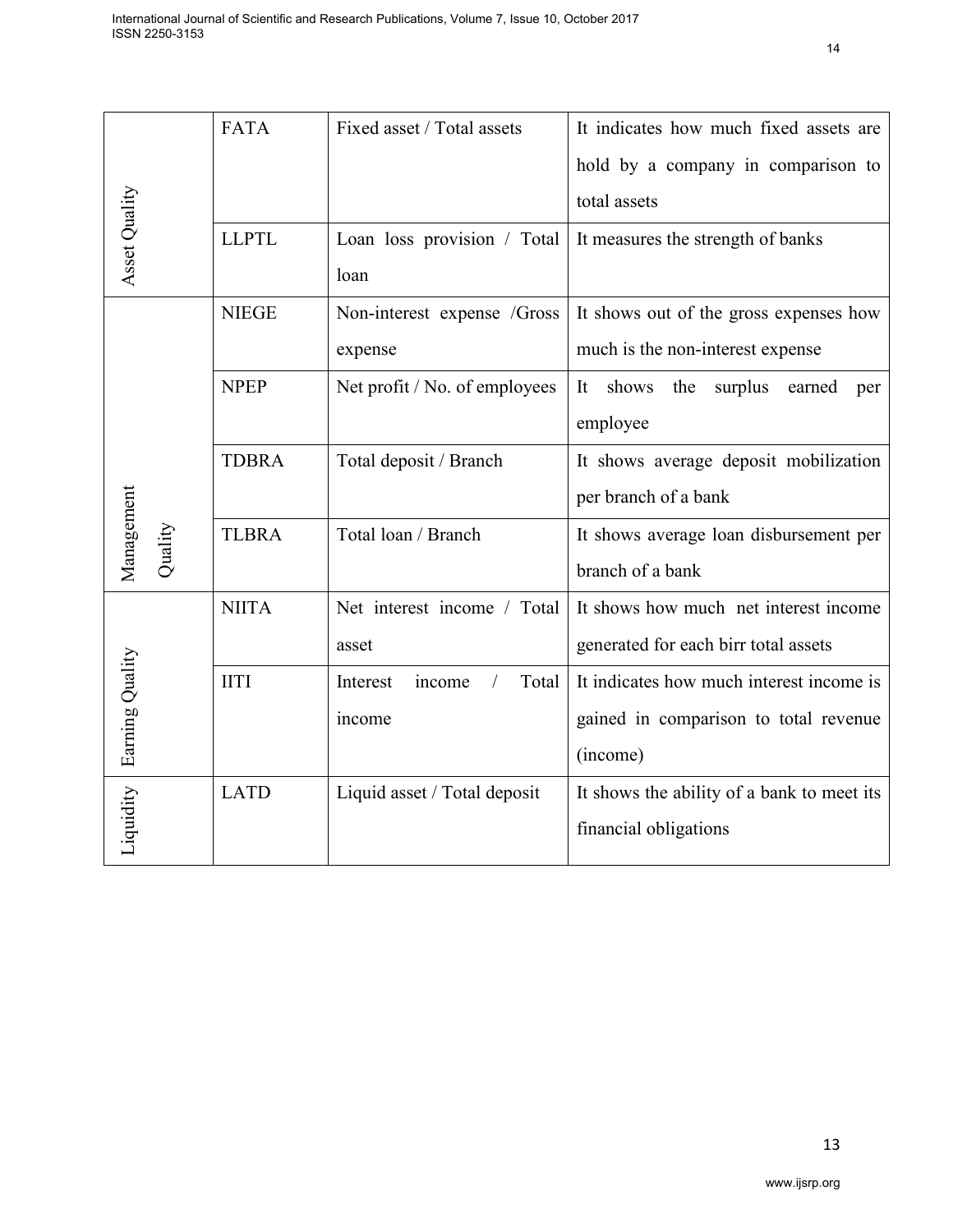| | | | |
|---|---|---|---|
| Asset Quality | FATA | Fixed asset / Total assets | It indicates how much fixed assets are hold by a company in comparison to total assets |
| | LLPTL | Loan loss provision / Total loan | It measures the strength of banks |
| Management Quality | NIEGE | Non-interest expense /Gross expense | It shows out of the gross expenses how much is the non-interest expense |
| | NPEP | Net profit / No. of employees | It shows the surplus earned per employee |
| | TDBRA | Total deposit / Branch | It shows average deposit mobilization per branch of a bank |
| | TLBRA | Total loan / Branch | It shows average loan disbursement per branch of a bank |
| Earning Quality | NIITA | Net interest income / Total asset | It shows how much net interest income generated for each birr total assets |
| | IITI | Interest income / Total income | It indicates how much interest income is gained in comparison to total revenue (income) |
| Liquidity | LATD | Liquid asset / Total deposit | It shows the ability of a bank to meet its financial obligations |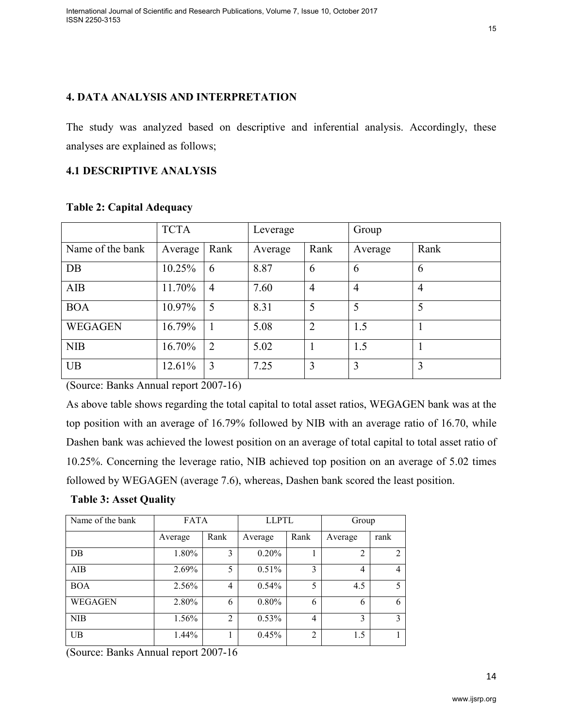## 4. DATA ANALYSIS AND INTERPRETATION

The study was analyzed based on descriptive and inferential analysis. Accordingly, these analyses are explained as follows;

### 4.1 DESCRIPTIVE ANALYSIS

**Table 2: Capital Adequacy**

| | TCTA | | Leverage | | Group | |
|---|---|---|---|---|---|---|
| Name of the bank | Average | Rank | Average | Rank | Average | Rank |
| DB | 10.25% | 6 | 8.87 | 6 | 6 | 6 |
| AIB | 11.70% | 4 | 7.60 | 4 | 4 | 4 |
| BOA | 10.97% | 5 | 8.31 | 5 | 5 | 5 |
| WEGAGEN | 16.79% | 1 | 5.08 | 2 | 1.5 | 1 |
| NIB | 16.70% | 2 | 5.02 | 1 | 1.5 | 1 |
| UB | 12.61% | 3 | 7.25 | 3 | 3 | 3 |

(Source: Banks Annual report 2007-16)

As above table shows regarding the total capital to total asset ratios, WEGAGEN bank was at the top position with an average of 16.79% followed by NIB with an average ratio of 16.70, while Dashen bank was achieved the lowest position on an average of total capital to total asset ratio of 10.25%. Concerning the leverage ratio, NIB achieved top position on an average of 5.02 times followed by WEGAGEN (average 7.6), whereas, Dashen bank scored the least position.

**Table 3: Asset Quality**

| Name of the bank | FATA | | LLPTL | | Group | |
|---|---|---|---|---|---|---|
| | Average | Rank | Average | Rank | Average | rank |
| DB | 1.80% | 3 | 0.20% | 1 | 2 | 2 |
| AIB | 2.69% | 5 | 0.51% | 3 | 4 | 4 |
| BOA | 2.56% | 4 | 0.54% | 5 | 4.5 | 5 |
| WEGAGEN | 2.80% | 6 | 0.80% | 6 | 6 | 6 |
| NIB | 1.56% | 2 | 0.53% | 4 | 3 | 3 |
| UB | 1.44% | 1 | 0.45% | 2 | 1.5 | 1 |

(Source: Banks Annual report 2007-16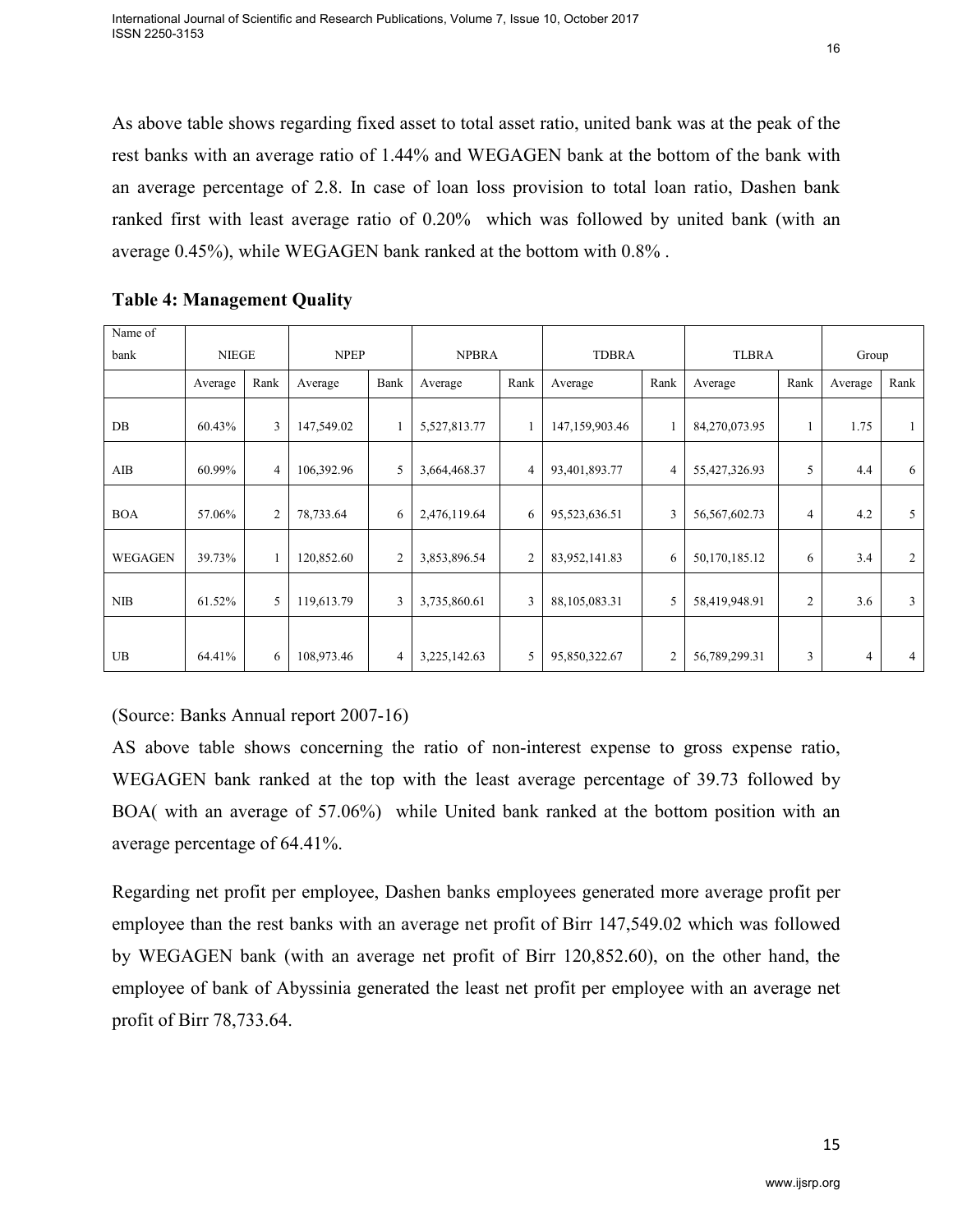As above table shows regarding fixed asset to total asset ratio, united bank was at the peak of the rest banks with an average ratio of 1.44% and WEGAGEN bank at the bottom of the bank with an average percentage of 2.8. In case of loan loss provision to total loan ratio, Dashen bank ranked first with least average ratio of 0.20% which was followed by united bank (with an average 0.45%), while WEGAGEN bank ranked at the bottom with 0.8% .

**Table 4: Management Quality**

| Name of bank | NIEGE | | NPEP | | NPBRA | | TDBRA | | TLBRA | | Group | |
|---|---|---|---|---|---|---|---|---|---|---|---|---|
| | Average | Rank | Average | Bank | Average | Rank | Average | Rank | Average | Rank | Average | Rank |
| DB | 60.43% | 3 | 147,549.02 | 1 | 5,527,813.77 | 1 | 147,159,903.46 | 1 | 84,270,073.95 | 1 | 1.75 | 1 |
| AIB | 60.99% | 4 | 106,392.96 | 5 | 3,664,468.37 | 4 | 93,401,893.77 | 4 | 55,427,326.93 | 5 | 4.4 | 6 |
| BOA | 57.06% | 2 | 78,733.64 | 6 | 2,476,119.64 | 6 | 95,523,636.51 | 3 | 56,567,602.73 | 4 | 4.2 | 5 |
| WEGAGEN | 39.73% | 1 | 120,852.60 | 2 | 3,853,896.54 | 2 | 83,952,141.83 | 6 | 50,170,185.12 | 6 | 3.4 | 2 |
| NIB | 61.52% | 5 | 119,613.79 | 3 | 3,735,860.61 | 3 | 88,105,083.31 | 5 | 58,419,948.91 | 2 | 3.6 | 3 |
| UB | 64.41% | 6 | 108,973.46 | 4 | 3,225,142.63 | 5 | 95,850,322.67 | 2 | 56,789,299.31 | 3 | 4 | 4 |

(Source: Banks Annual report 2007-16)

AS above table shows concerning the ratio of non-interest expense to gross expense ratio, WEGAGEN bank ranked at the top with the least average percentage of 39.73 followed by BOA( with an average of 57.06%) while United bank ranked at the bottom position with an average percentage of 64.41%.

Regarding net profit per employee, Dashen banks employees generated more average profit per employee than the rest banks with an average net profit of Birr 147,549.02 which was followed by WEGAGEN bank (with an average net profit of Birr 120,852.60), on the other hand, the employee of bank of Abyssinia generated the least net profit per employee with an average net profit of Birr 78,733.64.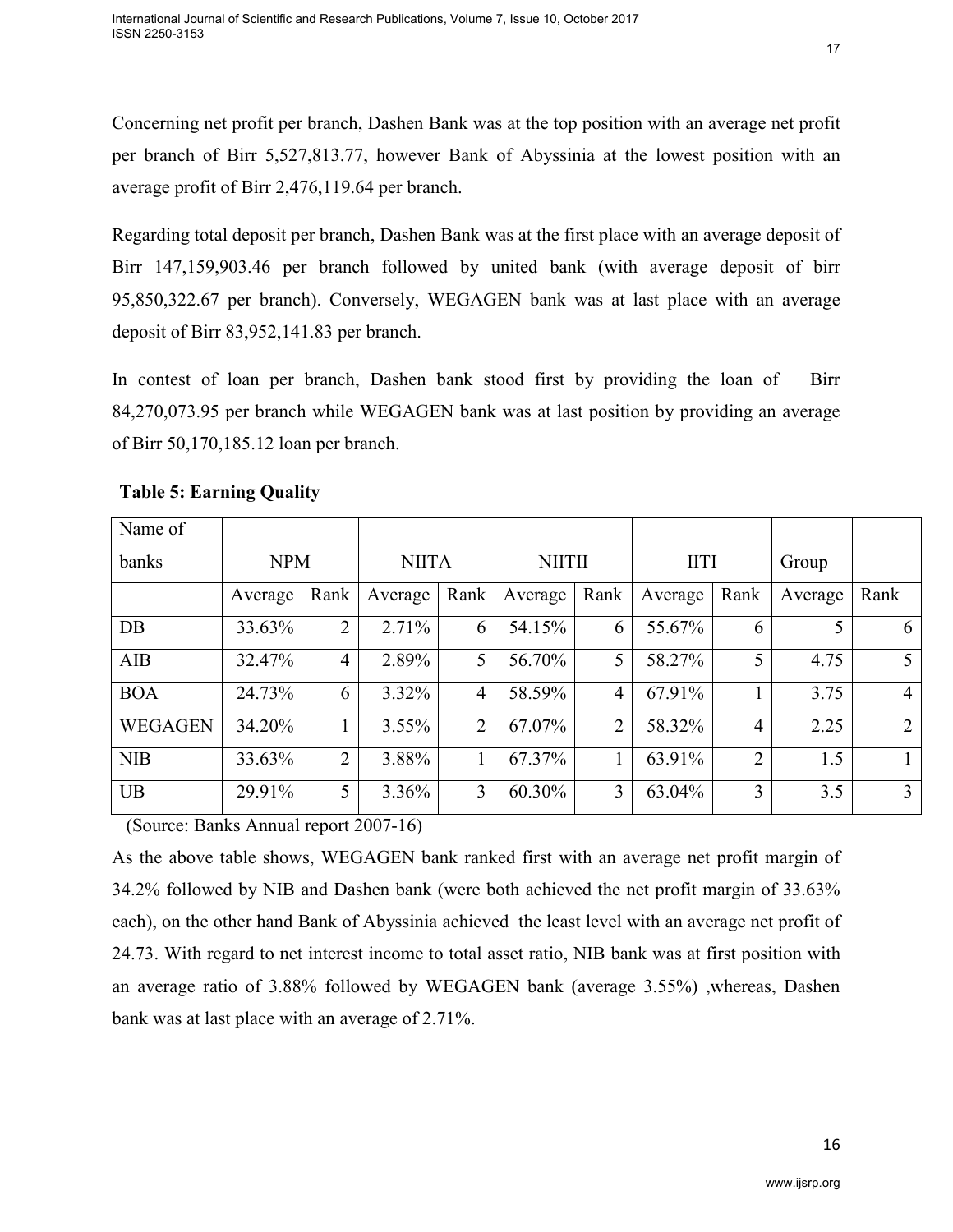Concerning net profit per branch, Dashen Bank was at the top position with an average net profit per branch of Birr 5,527,813.77, however Bank of Abyssinia at the lowest position with an average profit of Birr 2,476,119.64 per branch.

Regarding total deposit per branch, Dashen Bank was at the first place with an average deposit of Birr 147,159,903.46 per branch followed by united bank (with average deposit of birr 95,850,322.67 per branch). Conversely, WEGAGEN bank was at last place with an average deposit of Birr 83,952,141.83 per branch.

In contest of loan per branch, Dashen bank stood first by providing the loan of Birr 84,270,073.95 per branch while WEGAGEN bank was at last position by providing an average of Birr 50,170,185.12 loan per branch.

**Table 5: Earning Quality**

| Name of banks | NPM | | NIITA | | NIITII | | IITI | | Group | |
|---|---|---|---|---|---|---|---|---|---|---|
| | Average | Rank | Average | Rank | Average | Rank | Average | Rank | Average | Rank |
| DB | 33.63% | 2 | 2.71% | 6 | 54.15% | 6 | 55.67% | 6 | 5 | 6 |
| AIB | 32.47% | 4 | 2.89% | 5 | 56.70% | 5 | 58.27% | 5 | 4.75 | 5 |
| BOA | 24.73% | 6 | 3.32% | 4 | 58.59% | 4 | 67.91% | 1 | 3.75 | 4 |
| WEGAGEN | 34.20% | 1 | 3.55% | 2 | 67.07% | 2 | 58.32% | 4 | 2.25 | 2 |
| NIB | 33.63% | 2 | 3.88% | 1 | 67.37% | 1 | 63.91% | 2 | 1.5 | 1 |
| UB | 29.91% | 5 | 3.36% | 3 | 60.30% | 3 | 63.04% | 3 | 3.5 | 3 |

(Source: Banks Annual report 2007-16)

As the above table shows, WEGAGEN bank ranked first with an average net profit margin of 34.2% followed by NIB and Dashen bank (were both achieved the net profit margin of 33.63% each), on the other hand Bank of Abyssinia achieved the least level with an average net profit of 24.73. With regard to net interest income to total asset ratio, NIB bank was at first position with an average ratio of 3.88% followed by WEGAGEN bank (average 3.55%) ,whereas, Dashen bank was at last place with an average of 2.71%.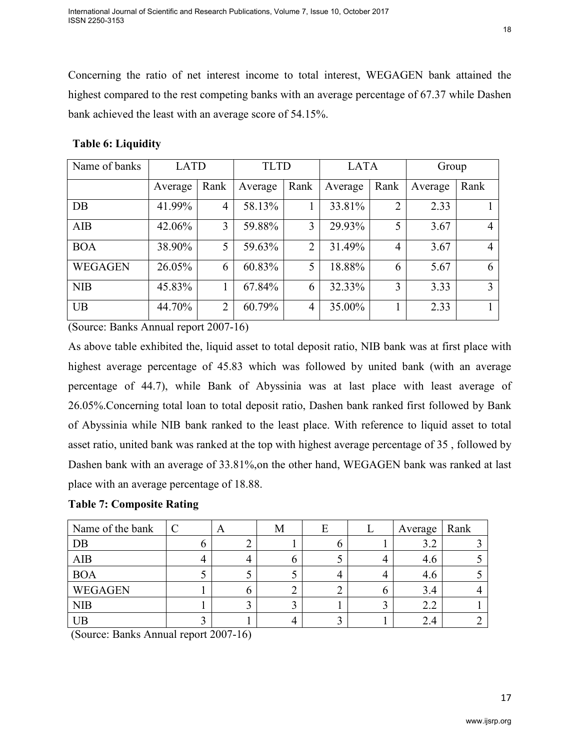Concerning the ratio of net interest income to total interest, WEGAGEN bank attained the highest compared to the rest competing banks with an average percentage of 67.37 while Dashen bank achieved the least with an average score of 54.15%.

**Table 6: Liquidity**

| Name of banks | LATD | | TLTD | | LATA | | Group | |
|---|---|---|---|---|---|---|---|---|
| | Average | Rank | Average | Rank | Average | Rank | Average | Rank |
| DB | 41.99% | 4 | 58.13% | 1 | 33.81% | 2 | 2.33 | 1 |
| AIB | 42.06% | 3 | 59.88% | 3 | 29.93% | 5 | 3.67 | 4 |
| BOA | 38.90% | 5 | 59.63% | 2 | 31.49% | 4 | 3.67 | 4 |
| WEGAGEN | 26.05% | 6 | 60.83% | 5 | 18.88% | 6 | 5.67 | 6 |
| NIB | 45.83% | 1 | 67.84% | 6 | 32.33% | 3 | 3.33 | 3 |
| UB | 44.70% | 2 | 60.79% | 4 | 35.00% | 1 | 2.33 | 1 |

(Source: Banks Annual report 2007-16)

As above table exhibited the, liquid asset to total deposit ratio, NIB bank was at first place with highest average percentage of 45.83 which was followed by united bank (with an average percentage of 44.7), while Bank of Abyssinia was at last place with least average of 26.05%.Concerning total loan to total deposit ratio, Dashen bank ranked first followed by Bank of Abyssinia while NIB bank ranked to the least place. With reference to liquid asset to total asset ratio, united bank was ranked at the top with highest average percentage of 35 , followed by Dashen bank with an average of 33.81%,on the other hand, WEGAGEN bank was ranked at last place with an average percentage of 18.88.

**Table 7: Composite Rating**

| Name of the bank | C | A | M | E | L | Average | Rank |
|---|---|---|---|---|---|---|---|
| DB | 6 | 2 | 1 | 6 | 1 | 3.2 | 3 |
| AIB | 4 | 4 | 6 | 5 | 4 | 4.6 | 5 |
| BOA | 5 | 5 | 5 | 4 | 4 | 4.6 | 5 |
| WEGAGEN | 1 | 6 | 2 | 2 | 6 | 3.4 | 4 |
| NIB | 1 | 3 | 3 | 1 | 3 | 2.2 | 1 |
| UB | 3 | 1 | 4 | 3 | 1 | 2.4 | 2 |

(Source: Banks Annual report 2007-16)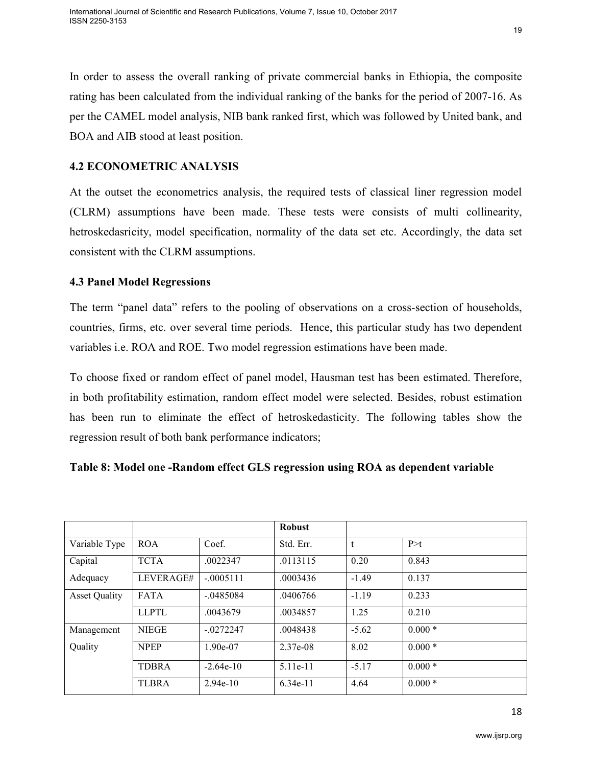In order to assess the overall ranking of private commercial banks in Ethiopia, the composite rating has been calculated from the individual ranking of the banks for the period of 2007-16. As per the CAMEL model analysis, NIB bank ranked first, which was followed by United bank, and BOA and AIB stood at least position.

## 4.2 ECONOMETRIC ANALYSIS

At the outset the econometrics analysis, the required tests of classical liner regression model (CLRM) assumptions have been made. These tests were consists of multi collinearity, hetroskedasricity, model specification, normality of the data set etc. Accordingly, the data set consistent with the CLRM assumptions.

### 4.3 Panel Model Regressions

The term "panel data" refers to the pooling of observations on a cross-section of households, countries, firms, etc. over several time periods. Hence, this particular study has two dependent variables i.e. ROA and ROE. Two model regression estimations have been made.

To choose fixed or random effect of panel model, Hausman test has been estimated. Therefore, in both profitability estimation, random effect model were selected. Besides, robust estimation has been run to eliminate the effect of hetroskedasticity. The following tables show the regression result of both bank performance indicators;

**Table 8: Model one -Random effect GLS regression using ROA as dependent variable**

| | | | **Robust** | | |
|---|---|---|---|---|---|
| Variable Type | ROA | Coef. | Std. Err. | t | P>t |
| Capital Adequacy | TCTA | .0022347 | .0113115 | 0.20 | 0.843 |
| | LEVERAGE# | -.0005111 | .0003436 | -1.49 | 0.137 |
| Asset Quality | FATA | -.0485084 | .0406766 | -1.19 | 0.233 |
| | LLPTL | .0043679 | .0034857 | 1.25 | 0.210 |
| Management Quality | NIEGE | -.0272247 | .0048438 | -5.62 | 0.000 * |
| | NPEP | 1.90e-07 | 2.37e-08 | 8.02 | 0.000 * |
| | TDBRA | -2.64e-10 | 5.11e-11 | -5.17 | 0.000 * |
| | TLBRA | 2.94e-10 | 6.34e-11 | 4.64 | 0.000 * |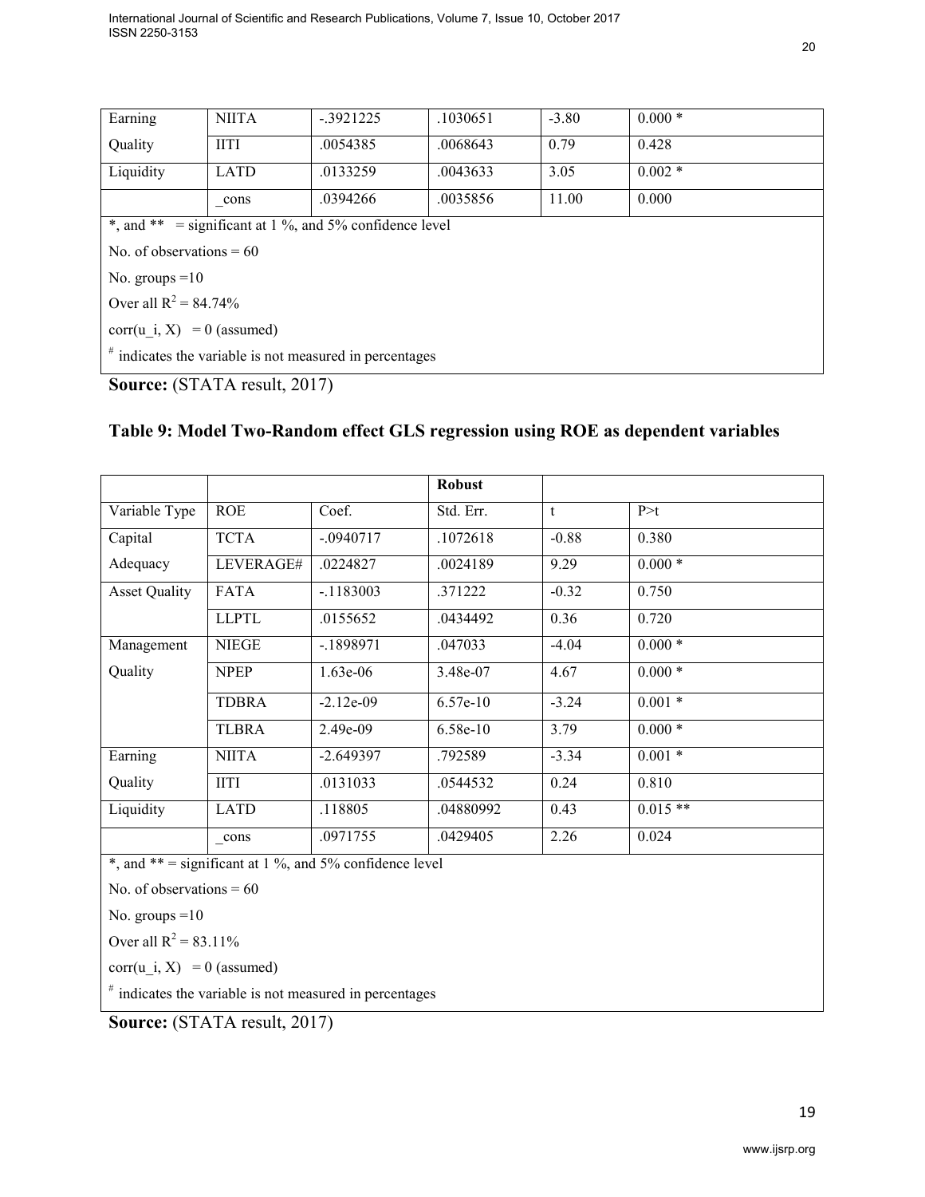| Earning Quality | NIITA | -.3921225 | .1030651 | -3.80 | 0.000 * |
|---|---|---|---|---|---|
| | IITI | .0054385 | .0068643 | 0.79 | 0.428 |
| Liquidity | LATD | .0133259 | .0043633 | 3.05 | 0.002 * |
| | _cons | .0394266 | .0035856 | 11.00 | 0.000 |

*, and ** = significant at 1 %, and 5% confidence level

No. of observations = 60

No. groups =10

Over all $R^2$ = 84.74%

corr(u_i, X) = 0 (assumed)

[#] indicates the variable is not measured in percentages

**Source:** (STATA result, 2017)

## Table 9: Model Two-Random effect GLS regression using ROE as dependent variables

| | | | **Robust** | | |
|---|---|---|---|---|---|
| Variable Type | ROE | Coef. | Std. Err. | t | P>t |
| Capital Adequacy | TCTA | -.0940717 | .1072618 | -0.88 | 0.380 |
| | LEVERAGE# | .0224827 | .0024189 | 9.29 | 0.000 * |
| Asset Quality | FATA | -.1183003 | .371222 | -0.32 | 0.750 |
| | LLPTL | .0155652 | .0434492 | 0.36 | 0.720 |
| Management Quality | NIEGE | -.1898971 | .047033 | -4.04 | 0.000 * |
| | NPEP | 1.63e-06 | 3.48e-07 | 4.67 | 0.000 * |
| | TDBRA | -2.12e-09 | 6.57e-10 | -3.24 | 0.001 * |
| | TLBRA | 2.49e-09 | 6.58e-10 | 3.79 | 0.000 * |
| Earning Quality | NIITA | -2.649397 | .792589 | -3.34 | 0.001 * |
| | IITI | .0131033 | .0544532 | 0.24 | 0.810 |
| Liquidity | LATD | .118805 | .04880992 | 0.43 | 0.015 ** |
| | _cons | .0971755 | .0429405 | 2.26 | 0.024 |

*, and ** = significant at 1 %, and 5% confidence level

No. of observations = 60

No. groups =10

Over all $R^2$ = 83.11%

corr(u_i, X) = 0 (assumed)

[#] indicates the variable is not measured in percentages

**Source:** (STATA result, 2017)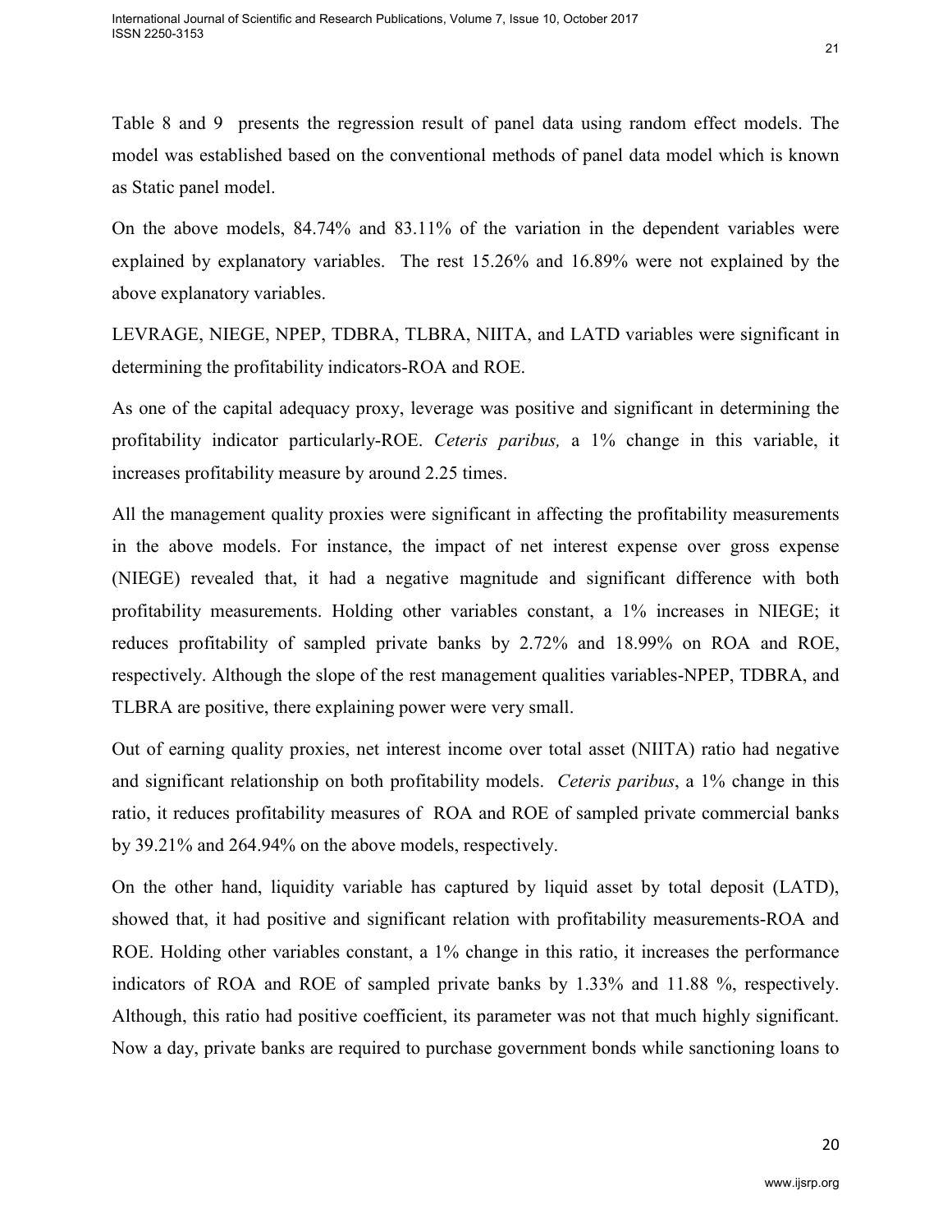Table 8 and 9 presents the regression result of panel data using random effect models. The model was established based on the conventional methods of panel data model which is known as Static panel model.

On the above models, 84.74% and 83.11% of the variation in the dependent variables were explained by explanatory variables. The rest 15.26% and 16.89% were not explained by the above explanatory variables.

LEVRAGE, NIEGE, NPEP, TDBRA, TLBRA, NIITA, and LATD variables were significant in determining the profitability indicators-ROA and ROE.

As one of the capital adequacy proxy, leverage was positive and significant in determining the profitability indicator particularly-ROE. *Ceteris paribus,* a 1% change in this variable, it increases profitability measure by around 2.25 times.

All the management quality proxies were significant in affecting the profitability measurements in the above models. For instance, the impact of net interest expense over gross expense (NIEGE) revealed that, it had a negative magnitude and significant difference with both profitability measurements. Holding other variables constant, a 1% increases in NIEGE; it reduces profitability of sampled private banks by 2.72% and 18.99% on ROA and ROE, respectively. Although the slope of the rest management qualities variables-NPEP, TDBRA, and TLBRA are positive, there explaining power were very small.

Out of earning quality proxies, net interest income over total asset (NIITA) ratio had negative and significant relationship on both profitability models. *Ceteris paribus*, a 1% change in this ratio, it reduces profitability measures of ROA and ROE of sampled private commercial banks by 39.21% and 264.94% on the above models, respectively.

On the other hand, liquidity variable has captured by liquid asset by total deposit (LATD), showed that, it had positive and significant relation with profitability measurements-ROA and ROE. Holding other variables constant, a 1% change in this ratio, it increases the performance indicators of ROA and ROE of sampled private banks by 1.33% and 11.88 %, respectively. Although, this ratio had positive coefficient, its parameter was not that much highly significant. Now a day, private banks are required to purchase government bonds while sanctioning loans to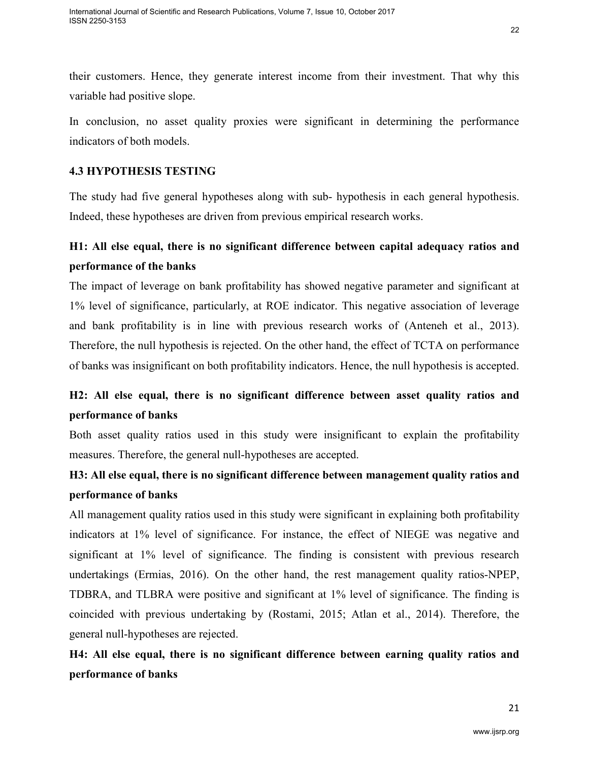their customers. Hence, they generate interest income from their investment. That why this variable had positive slope.

In conclusion, no asset quality proxies were significant in determining the performance indicators of both models.

### 4.3 HYPOTHESIS TESTING

The study had five general hypotheses along with sub- hypothesis in each general hypothesis. Indeed, these hypotheses are driven from previous empirical research works.

#### H1: All else equal, there is no significant difference between capital adequacy ratios and performance of the banks

The impact of leverage on bank profitability has showed negative parameter and significant at 1% level of significance, particularly, at ROE indicator. This negative association of leverage and bank profitability is in line with previous research works of (Anteneh et al., 2013). Therefore, the null hypothesis is rejected. On the other hand, the effect of TCTA on performance of banks was insignificant on both profitability indicators. Hence, the null hypothesis is accepted.

#### H2: All else equal, there is no significant difference between asset quality ratios and performance of banks

Both asset quality ratios used in this study were insignificant to explain the profitability measures. Therefore, the general null-hypotheses are accepted.

#### H3: All else equal, there is no significant difference between management quality ratios and performance of banks

All management quality ratios used in this study were significant in explaining both profitability indicators at 1% level of significance. For instance, the effect of NIEGE was negative and significant at 1% level of significance. The finding is consistent with previous research undertakings (Ermias, 2016). On the other hand, the rest management quality ratios-NPEP, TDBRA, and TLBRA were positive and significant at 1% level of significance. The finding is coincided with previous undertaking by (Rostami, 2015; Atlan et al., 2014). Therefore, the general null-hypotheses are rejected.

#### H4: All else equal, there is no significant difference between earning quality ratios and performance of banks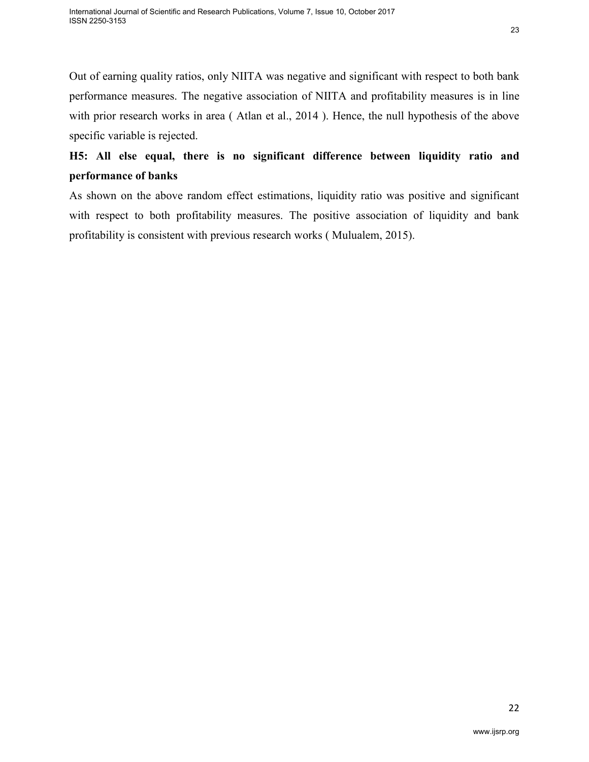Out of earning quality ratios, only NIITA was negative and significant with respect to both bank performance measures. The negative association of NIITA and profitability measures is in line with prior research works in area ( Atlan et al., 2014 ). Hence, the null hypothesis of the above specific variable is rejected.

**H5: All else equal, there is no significant difference between liquidity ratio and performance of banks**

As shown on the above random effect estimations, liquidity ratio was positive and significant with respect to both profitability measures. The positive association of liquidity and bank profitability is consistent with previous research works ( Mulualem, 2015).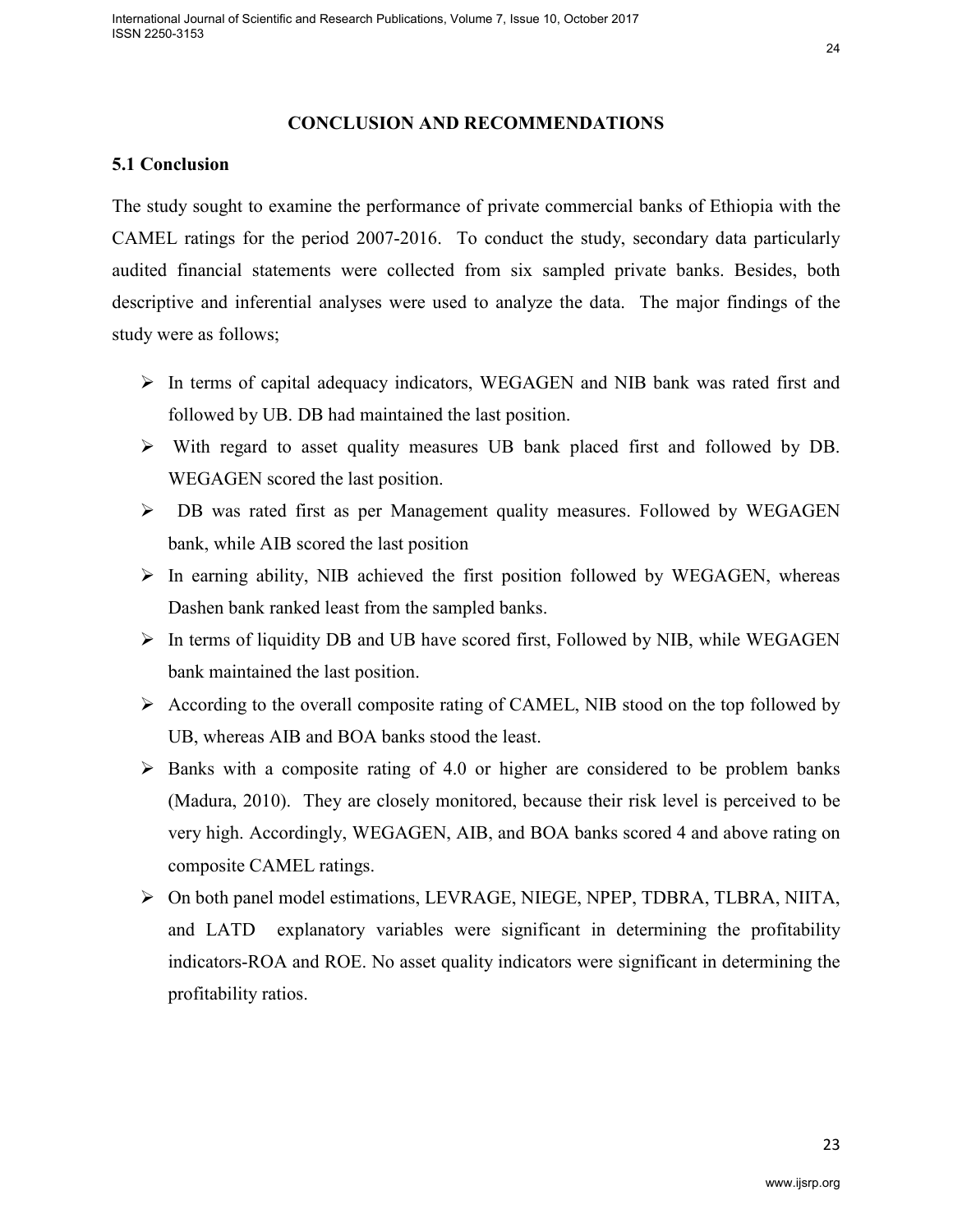# CONCLUSION AND RECOMMENDATIONS

## 5.1 Conclusion

The study sought to examine the performance of private commercial banks of Ethiopia with the CAMEL ratings for the period 2007-2016. To conduct the study, secondary data particularly audited financial statements were collected from six sampled private banks. Besides, both descriptive and inferential analyses were used to analyze the data. The major findings of the study were as follows;

- In terms of capital adequacy indicators, WEGAGEN and NIB bank was rated first and followed by UB. DB had maintained the last position.
- With regard to asset quality measures UB bank placed first and followed by DB. WEGAGEN scored the last position.
- DB was rated first as per Management quality measures. Followed by WEGAGEN bank, while AIB scored the last position
- In earning ability, NIB achieved the first position followed by WEGAGEN, whereas Dashen bank ranked least from the sampled banks.
- In terms of liquidity DB and UB have scored first, Followed by NIB, while WEGAGEN bank maintained the last position.
- According to the overall composite rating of CAMEL, NIB stood on the top followed by UB, whereas AIB and BOA banks stood the least.
- Banks with a composite rating of 4.0 or higher are considered to be problem banks (Madura, 2010). They are closely monitored, because their risk level is perceived to be very high. Accordingly, WEGAGEN, AIB, and BOA banks scored 4 and above rating on composite CAMEL ratings.
- On both panel model estimations, LEVRAGE, NIEGE, NPEP, TDBRA, TLBRA, NIITA, and LATD explanatory variables were significant in determining the profitability indicators-ROA and ROE. No asset quality indicators were significant in determining the profitability ratios.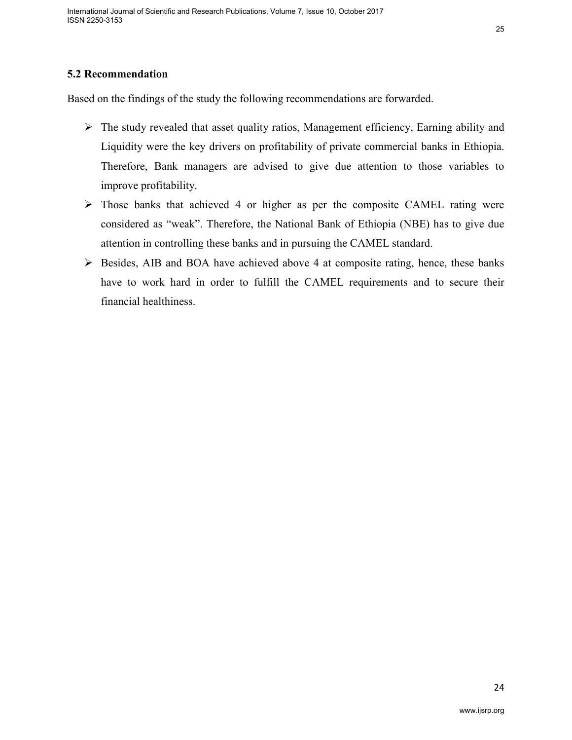### 5.2 Recommendation

Based on the findings of the study the following recommendations are forwarded.

- The study revealed that asset quality ratios, Management efficiency, Earning ability and Liquidity were the key drivers on profitability of private commercial banks in Ethiopia. Therefore, Bank managers are advised to give due attention to those variables to improve profitability.
- Those banks that achieved 4 or higher as per the composite CAMEL rating were considered as "weak". Therefore, the National Bank of Ethiopia (NBE) has to give due attention in controlling these banks and in pursuing the CAMEL standard.
- Besides, AIB and BOA have achieved above 4 at composite rating, hence, these banks have to work hard in order to fulfill the CAMEL requirements and to secure their financial healthiness.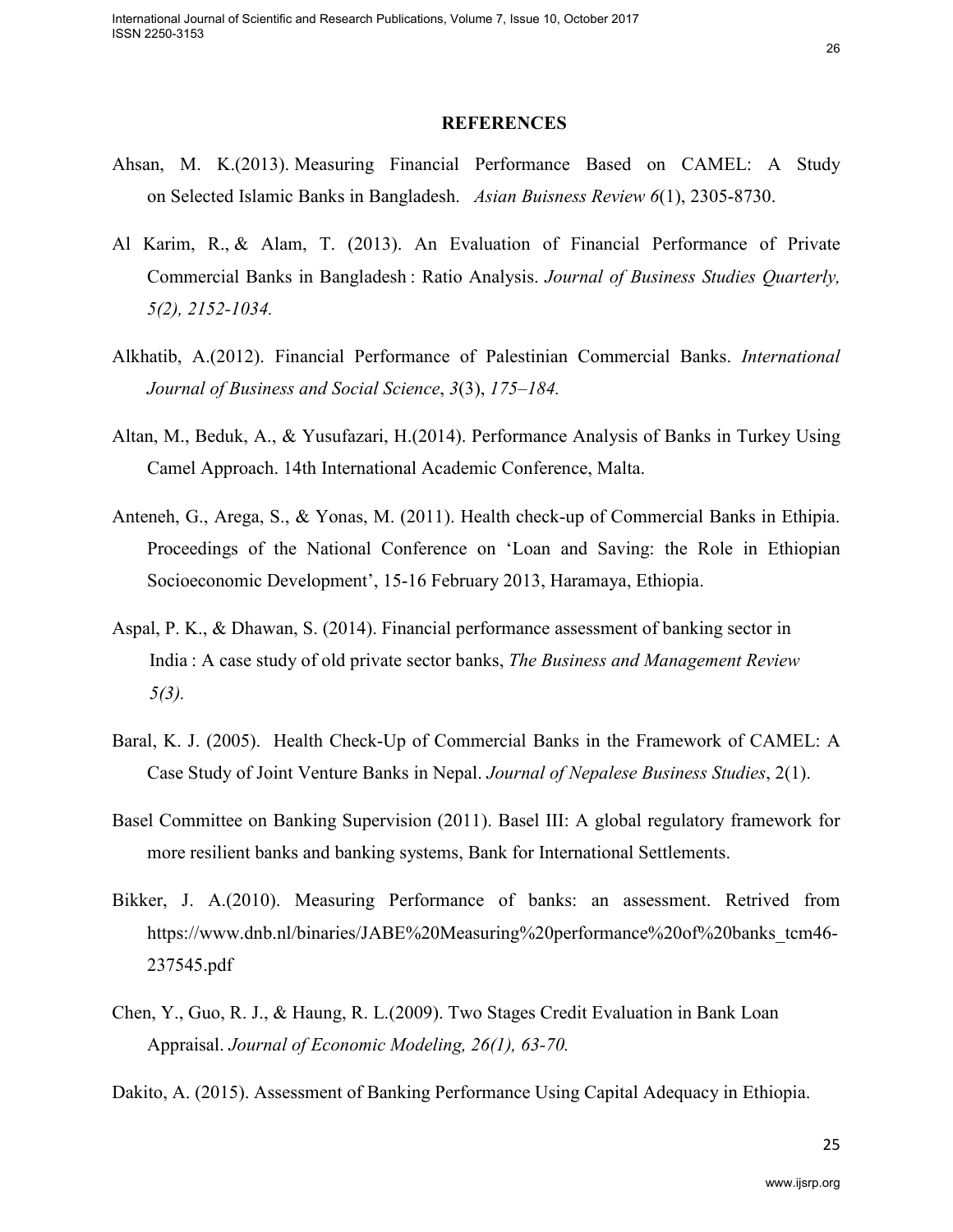## REFERENCES

Ahsan, M. K.(2013). Measuring Financial Performance Based on CAMEL: A Study on Selected Islamic Banks in Bangladesh. *Asian Buisness Review 6*(1), 2305-8730.

Al Karim, R., & Alam, T. (2013). An Evaluation of Financial Performance of Private Commercial Banks in Bangladesh : Ratio Analysis. *Journal of Business Studies Quarterly, 5(2), 2152-1034.*

Alkhatib, A.(2012). Financial Performance of Palestinian Commercial Banks. *International Journal of Business and Social Science*, *3*(3), *175–184.*

Altan, M., Beduk, A., & Yusufazari, H.(2014). Performance Analysis of Banks in Turkey Using Camel Approach. 14th International Academic Conference, Malta.

Anteneh, G., Arega, S., & Yonas, M. (2011). Health check-up of Commercial Banks in Ethipia. Proceedings of the National Conference on 'Loan and Saving: the Role in Ethiopian Socioeconomic Development', 15-16 February 2013, Haramaya, Ethiopia.

Aspal, P. K., & Dhawan, S. (2014). Financial performance assessment of banking sector in India : A case study of old private sector banks, *The Business and Management Review 5(3).*

Baral, K. J. (2005). Health Check-Up of Commercial Banks in the Framework of CAMEL: A Case Study of Joint Venture Banks in Nepal. *Journal of Nepalese Business Studies*, 2(1).

Basel Committee on Banking Supervision (2011). Basel III: A global regulatory framework for more resilient banks and banking systems, Bank for International Settlements.

Bikker, J. A.(2010). Measuring Performance of banks: an assessment. Retrived from https://www.dnb.nl/binaries/JABE%20Measuring%20performance%20of%20banks_tcm46-237545.pdf

Chen, Y., Guo, R. J., & Haung, R. L.(2009). Two Stages Credit Evaluation in Bank Loan Appraisal. *Journal of Economic Modeling, 26(1), 63-70.*

Dakito, A. (2015). Assessment of Banking Performance Using Capital Adequacy in Ethiopia.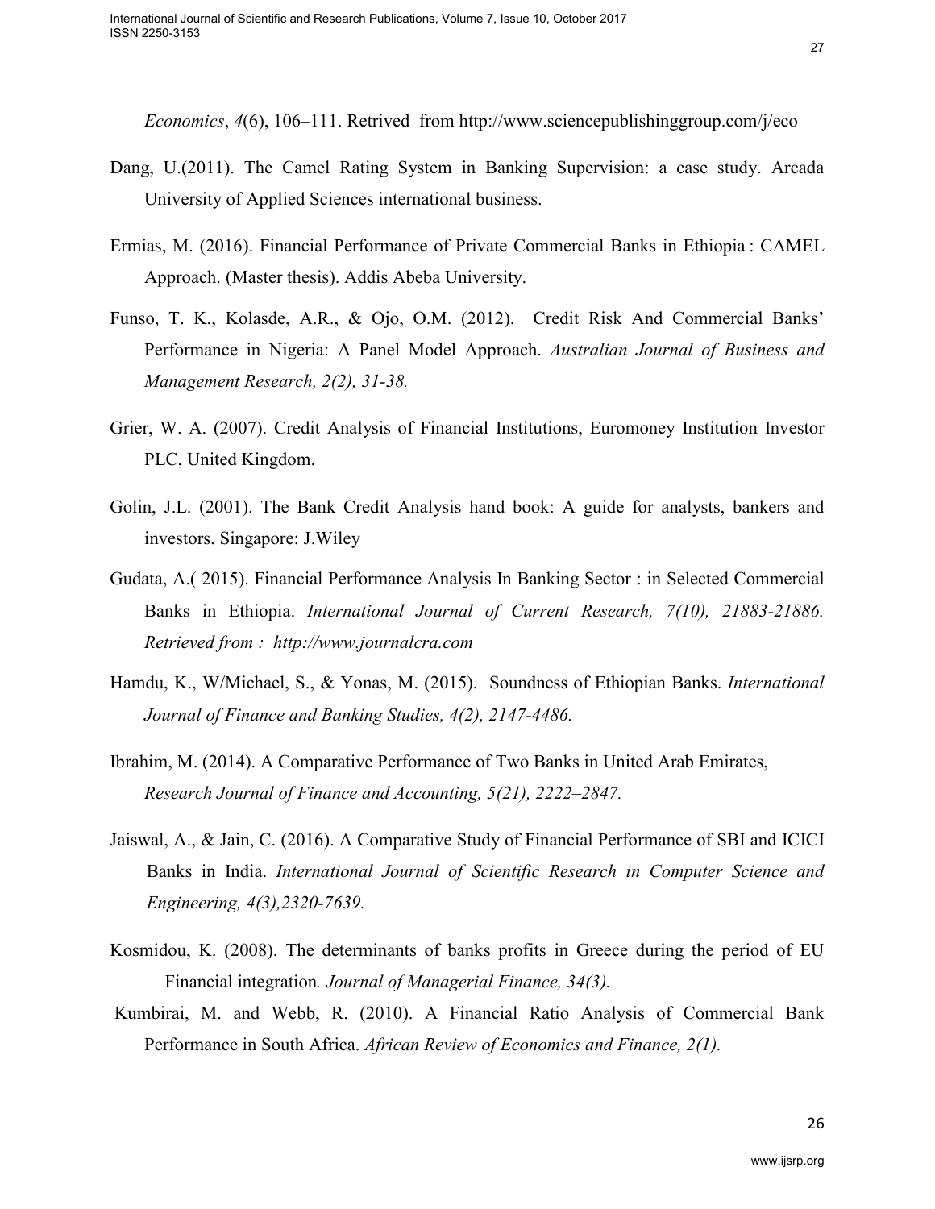*Economics*, *4*(6), 106–111. Retrived from http://www.sciencepublishinggroup.com/j/eco

Dang, U.(2011). The Camel Rating System in Banking Supervision: a case study. Arcada University of Applied Sciences international business.

Ermias, M. (2016). Financial Performance of Private Commercial Banks in Ethiopia : CAMEL Approach. (Master thesis). Addis Abeba University.

Funso, T. K., Kolasde, A.R., & Ojo, O.M. (2012). Credit Risk And Commercial Banks' Performance in Nigeria: A Panel Model Approach. *Australian Journal of Business and Management Research, 2(2), 31-38.*

Grier, W. A. (2007). Credit Analysis of Financial Institutions, Euromoney Institution Investor PLC, United Kingdom.

Golin, J.L. (2001). The Bank Credit Analysis hand book: A guide for analysts, bankers and investors. Singapore: J.Wiley

Gudata, A.( 2015). Financial Performance Analysis In Banking Sector : in Selected Commercial Banks in Ethiopia. *International Journal of Current Research, 7(10), 21883-21886. Retrieved from : http://www.journalcra.com*

Hamdu, K., W/Michael, S., & Yonas, M. (2015). Soundness of Ethiopian Banks. *International Journal of Finance and Banking Studies, 4(2), 2147-4486.*

Ibrahim, M. (2014). A Comparative Performance of Two Banks in United Arab Emirates, *Research Journal of Finance and Accounting, 5(21), 2222–2847.*

Jaiswal, A., & Jain, C. (2016). A Comparative Study of Financial Performance of SBI and ICICI Banks in India. *International Journal of Scientific Research in Computer Science and Engineering, 4(3),2320-7639.*

Kosmidou, K. (2008). The determinants of banks profits in Greece during the period of EU Financial integration*. Journal of Managerial Finance, 34(3).*

Kumbirai, M. and Webb, R. (2010). A Financial Ratio Analysis of Commercial Bank Performance in South Africa. *African Review of Economics and Finance, 2(1).*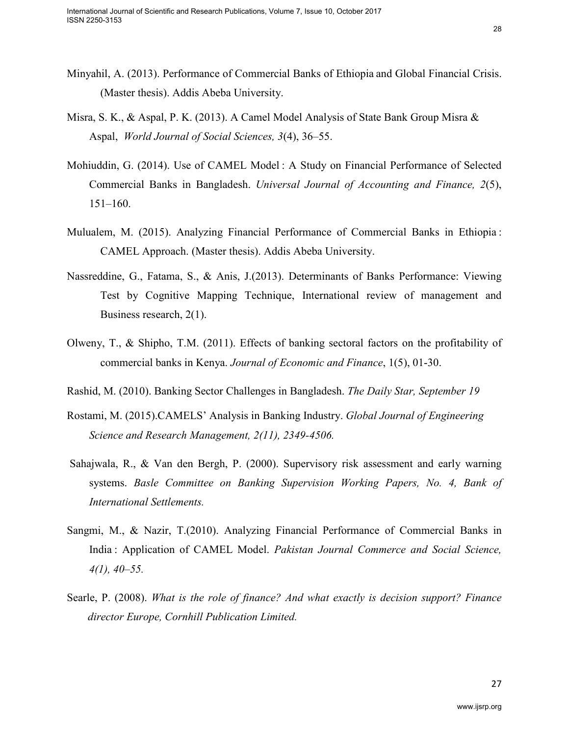Minyahil, A. (2013). Performance of Commercial Banks of Ethiopia and Global Financial Crisis. (Master thesis). Addis Abeba University.

Misra, S. K., & Aspal, P. K. (2013). A Camel Model Analysis of State Bank Group Misra & Aspal, *World Journal of Social Sciences, 3*(4), 36–55.

Mohiuddin, G. (2014). Use of CAMEL Model : A Study on Financial Performance of Selected Commercial Banks in Bangladesh. *Universal Journal of Accounting and Finance, 2*(5), 151–160.

Mulualem, M. (2015). Analyzing Financial Performance of Commercial Banks in Ethiopia : CAMEL Approach. (Master thesis). Addis Abeba University.

Nassreddine, G., Fatama, S., & Anis, J.(2013). Determinants of Banks Performance: Viewing Test by Cognitive Mapping Technique, International review of management and Business research, 2(1).

Olweny, T., & Shipho, T.M. (2011). Effects of banking sectoral factors on the profitability of commercial banks in Kenya. *Journal of Economic and Finance*, 1(5), 01-30.

Rashid, M. (2010). Banking Sector Challenges in Bangladesh. *The Daily Star, September 19*

Rostami, M. (2015).CAMELS' Analysis in Banking Industry. *Global Journal of Engineering Science and Research Management, 2(11), 2349-4506.*

Sahajwala, R., & Van den Bergh, P. (2000). Supervisory risk assessment and early warning systems. *Basle Committee on Banking Supervision Working Papers, No. 4, Bank of International Settlements.*

Sangmi, M., & Nazir, T.(2010). Analyzing Financial Performance of Commercial Banks in India : Application of CAMEL Model. *Pakistan Journal Commerce and Social Science, 4(1), 40–55.*

Searle, P. (2008). *What is the role of finance? And what exactly is decision support? Finance director Europe, Cornhill Publication Limited.*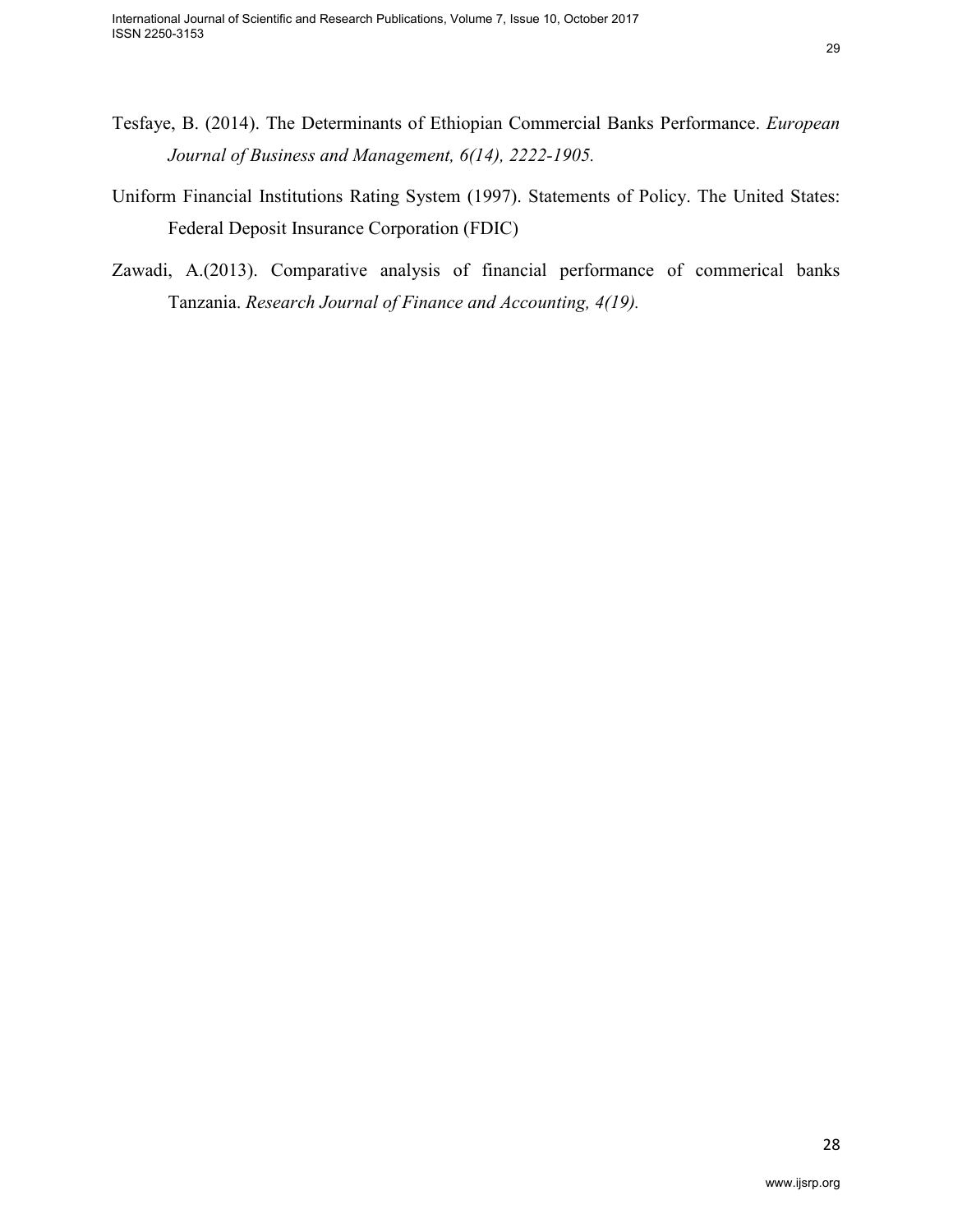Tesfaye, B. (2014). The Determinants of Ethiopian Commercial Banks Performance. *European Journal of Business and Management, 6(14), 2222-1905.*

Uniform Financial Institutions Rating System (1997). Statements of Policy. The United States: Federal Deposit Insurance Corporation (FDIC)

Zawadi, A.(2013). Comparative analysis of financial performance of commerical banks Tanzania. *Research Journal of Finance and Accounting, 4(19).*